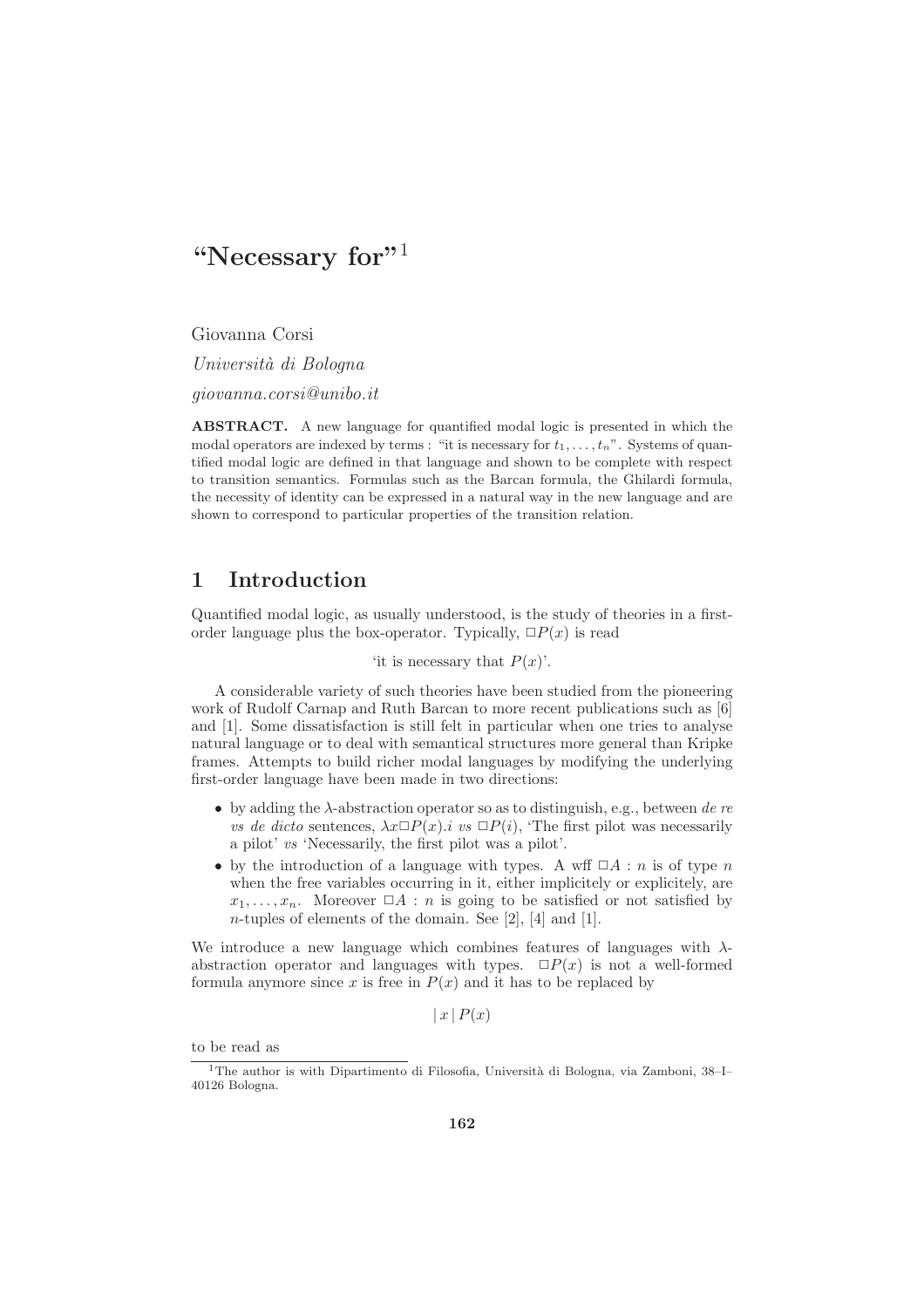# "Necessary for"[1]

Giovanna Corsi

*Università di Bologna*

*giovanna.corsi@unibo.it*

**ABSTRACT.** A new language for quantified modal logic is presented in which the modal operators are indexed by terms : "it is necessary for $t_1, \ldots, t_n$". Systems of quantified modal logic are defined in that language and shown to be complete with respect to transition semantics. Formulas such as the Barcan formula, the Ghilardi formula, the necessity of identity can be expressed in a natural way in the new language and are shown to correspond to particular properties of the transition relation.

## 1 Introduction

Quantified modal logic, as usually understood, is the study of theories in a first-order language plus the box-operator. Typically, $\Box P(x)$ is read

'it is necessary that $P(x)$'.

A considerable variety of such theories have been studied from the pioneering work of Rudolf Carnap and Ruth Barcan to more recent publications such as [6] and [1]. Some dissatisfaction is still felt in particular when one tries to analyse natural language or to deal with semantical structures more general than Kripke frames. Attempts to build richer modal languages by modifying the underlying first-order language have been made in two directions:

- by adding the $\lambda$-abstraction operator so as to distinguish, e.g., between *de re vs de dicto* sentences, $\lambda x \Box P(x).i$ *vs* $\Box P(i)$, 'The first pilot was necessarily a pilot' *vs* 'Necessarily, the first pilot was a pilot'.
- by the introduction of a language with types. A wff $\Box A : n$ is of type $n$ when the free variables occurring in it, either implicitely or explicitely, are $x_1, \ldots, x_n$. Moreover $\Box A : n$ is going to be satisfied or not satisfied by $n$-tuples of elements of the domain. See [2], [4] and [1].

We introduce a new language which combines features of languages with $\lambda$-abstraction operator and languages with types. $\Box P(x)$ is not a well-formed formula anymore since $x$ is free in $P(x)$ and it has to be replaced by

$$|\, x \,|\, P(x)$$

to be read as

[1] The author is with Dipartimento di Filosofia, Università di Bologna, via Zamboni, 38–I–40126 Bologna.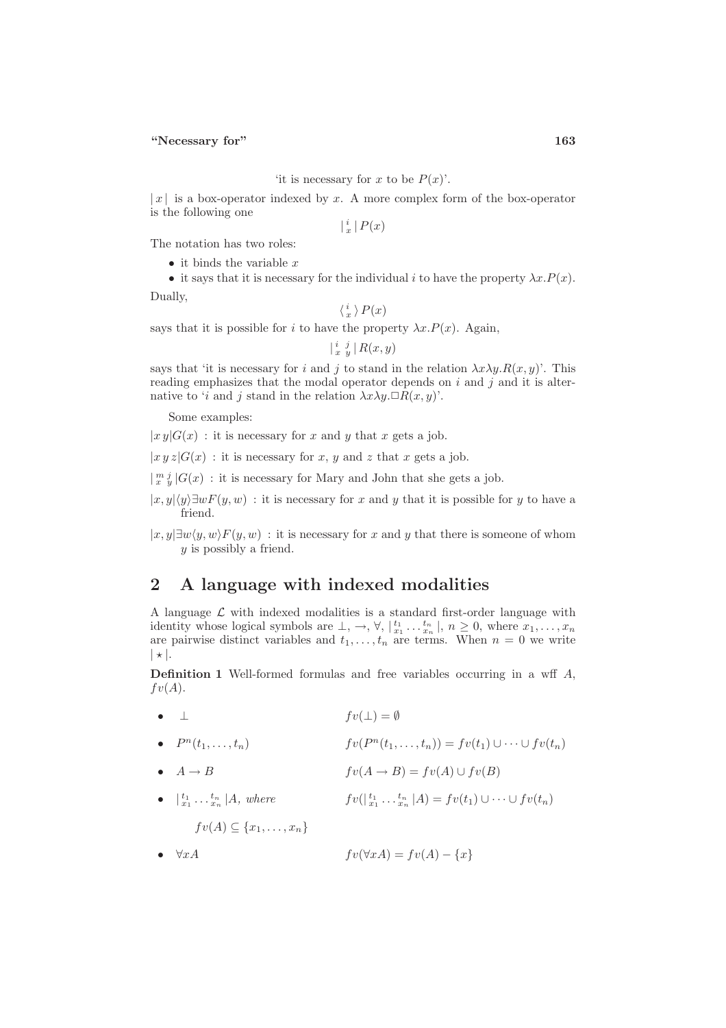'it is necessary for $x$ to be $P(x)$'.

$|\, x \,|$ is a box-operator indexed by $x$. A more complex form of the box-operator is the following one

$$|\,{}^{i}_{x}\,|\, P(x)$$

The notation has two roles:

- it binds the variable $x$
- it says that it is necessary for the individual $i$ to have the property $\lambda x.P(x)$.

Dually,

$$\langle\,{}^{i}_{x}\,\rangle\, P(x)$$

says that it is possible for $i$ to have the property $\lambda x.P(x)$. Again,

$$|\,{}^{i}_{x}\,{}^{j}_{y}\,|\, R(x,y)$$

says that 'it is necessary for $i$ and $j$ to stand in the relation $\lambda x \lambda y.R(x,y)$'. This reading emphasizes that the modal operator depends on $i$ and $j$ and it is alternative to '$i$ and $j$ stand in the relation $\lambda x \lambda y.\Box R(x,y)$'.

Some examples:

$|x\, y| G(x)$ : it is necessary for $x$ and $y$ that $x$ gets a job.

$|x\, y\, z| G(x)$ : it is necessary for $x$, $y$ and $z$ that $x$ gets a job.

$|\,{}^{m}_{x}\,{}^{j}_{y}\,| G(x)$ : it is necessary for Mary and John that she gets a job.

$|x, y|\langle y \rangle \exists w F(y,w)$ : it is necessary for $x$ and $y$ that it is possible for $y$ to have a friend.

$|x, y| \exists w \langle y, w \rangle F(y,w)$ : it is necessary for $x$ and $y$ that there is someone of whom $y$ is possibly a friend.

## 2 A language with indexed modalities

A language $\mathcal{L}$ with indexed modalities is a standard first-order language with identity whose logical symbols are $\bot$, $\to$, $\forall$, $|\,{}^{t_1}_{x_1} \ldots {}^{t_n}_{x_n}\,|$, $n \geq 0$, where $x_1, \ldots, x_n$ are pairwise distinct variables and $t_1, \ldots, t_n$ are terms. When $n = 0$ we write $|\,\star\,|$.

**Definition 1** Well-formed formulas and free variables occurring in a wff $A$, $fv(A)$.

- $\bot$ — $fv(\bot) = \emptyset$
- $P^n(t_1, \ldots, t_n)$ — $fv(P^n(t_1, \ldots, t_n)) = fv(t_1) \cup \cdots \cup fv(t_n)$
- $A \to B$ — $fv(A \to B) = fv(A) \cup fv(B)$
- $|\,{}^{t_1}_{x_1} \ldots {}^{t_n}_{x_n}\,|A$, *where* $fv(A) \subseteq \{x_1, \ldots, x_n\}$ — $fv(|\,{}^{t_1}_{x_1} \ldots {}^{t_n}_{x_n}\,|A) = fv(t_1) \cup \cdots \cup fv(t_n)$
- $\forall x A$ — $fv(\forall x A) = fv(A) - \{x\}$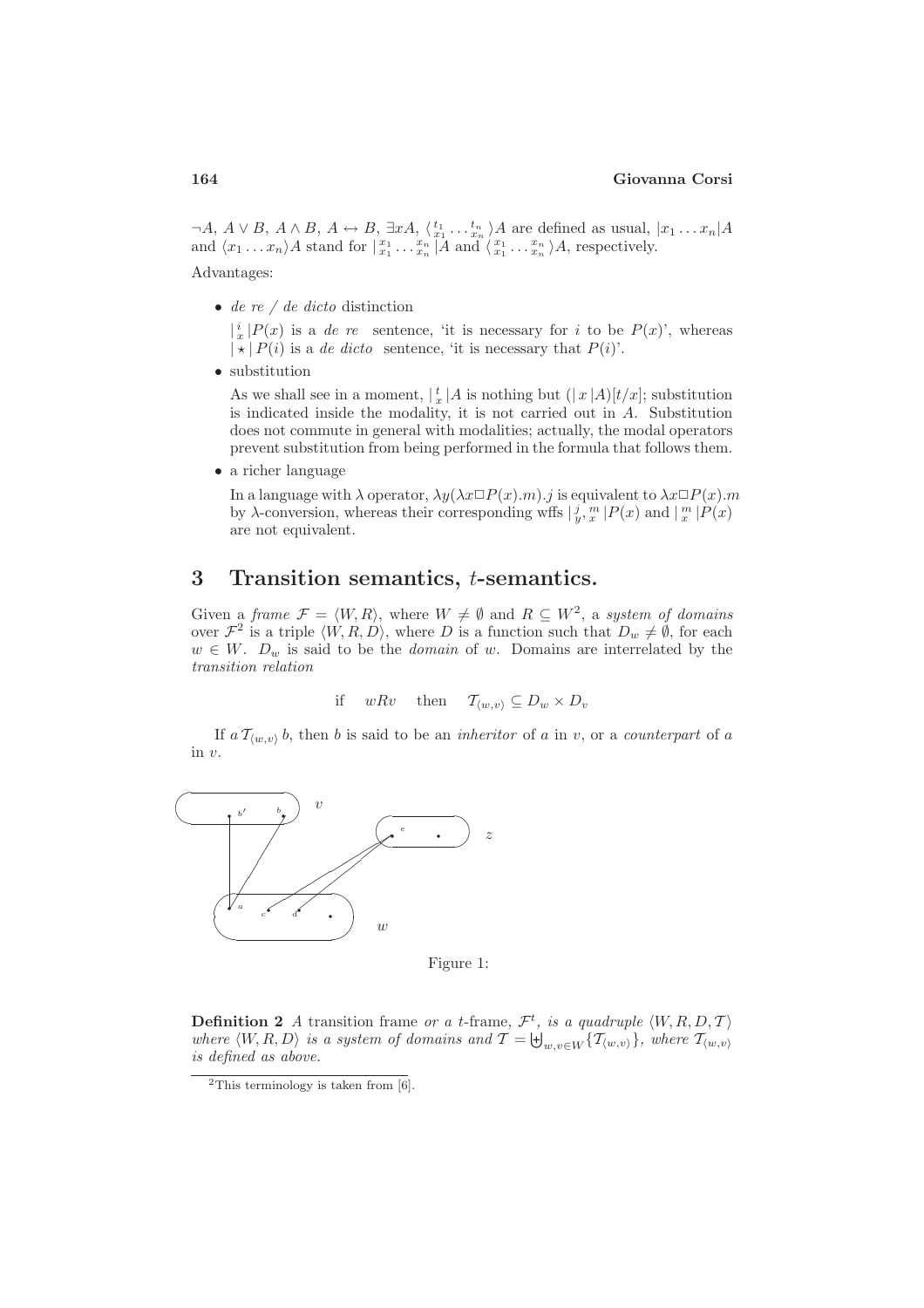$\neg A$, $A \vee B$, $A \wedge B$, $A \leftrightarrow B$, $\exists x A$, $\langle {t_1 \atop x_1} \ldots {t_n \atop x_n} \rangle A$ are defined as usual, $|x_1 \ldots x_n| A$ and $\langle x_1 \ldots x_n \rangle A$ stand for $| {x_1 \atop x_1} \ldots {x_n \atop x_n} | A$ and $\langle {x_1 \atop x_1} \ldots {x_n \atop x_n} \rangle A$, respectively.

Advantages:

- *de re / de dicto* distinction

  $| {i \atop x} | P(x)$ is a *de re* sentence, 'it is necessary for $i$ to be $P(x)$', whereas $| \star | P(i)$ is a *de dicto* sentence, 'it is necessary that $P(i)$'.

- substitution

  As we shall see in a moment, $| {t \atop x} | A$ is nothing but $(| x | A)[t/x]$; substitution is indicated inside the modality, it is not carried out in $A$. Substitution does not commute in general with modalities; actually, the modal operators prevent substitution from being performed in the formula that follows them.

- a richer language

  In a language with $\lambda$ operator, $\lambda y(\lambda x \Box P(x).m).j$ is equivalent to $\lambda x \Box P(x).m$ by $\lambda$-conversion, whereas their corresponding wffs $| {j \atop y}, {m \atop x} | P(x)$ and $| {m \atop x} | P(x)$ are not equivalent.

## 3 Transition semantics, $t$-semantics.

Given a *frame* $\mathcal{F} = \langle W, R \rangle$, where $W \neq \emptyset$ and $R \subseteq W^2$, a *system of domains* over $\mathcal{F}$[2] is a triple $\langle W, R, D \rangle$, where $D$ is a function such that $D_w \neq \emptyset$, for each $w \in W$. $D_w$ is said to be the *domain* of $w$. Domains are interrelated by the *transition relation*

$$\text{if} \quad wRv \quad \text{then} \quad \mathcal{T}_{\langle w,v \rangle} \subseteq D_w \times D_v$$

If $a\, \mathcal{T}_{\langle w,v \rangle}\, b$, then $b$ is said to be an *inheritor* of $a$ in $v$, or a *counterpart* of $a$ in $v$.

Figure 1:

**Definition 2** *A* transition frame *or a* $t$-frame, $\mathcal{F}^t$, *is a quadruple* $\langle W, R, D, \mathcal{T} \rangle$ *where* $\langle W, R, D \rangle$ *is a system of domains and* $\mathcal{T} = \biguplus_{w,v \in W} \{\mathcal{T}_{\langle w,v \rangle}\}$, *where* $\mathcal{T}_{\langle w,v \rangle}$ *is defined as above.*

---

[2] This terminology is taken from [6].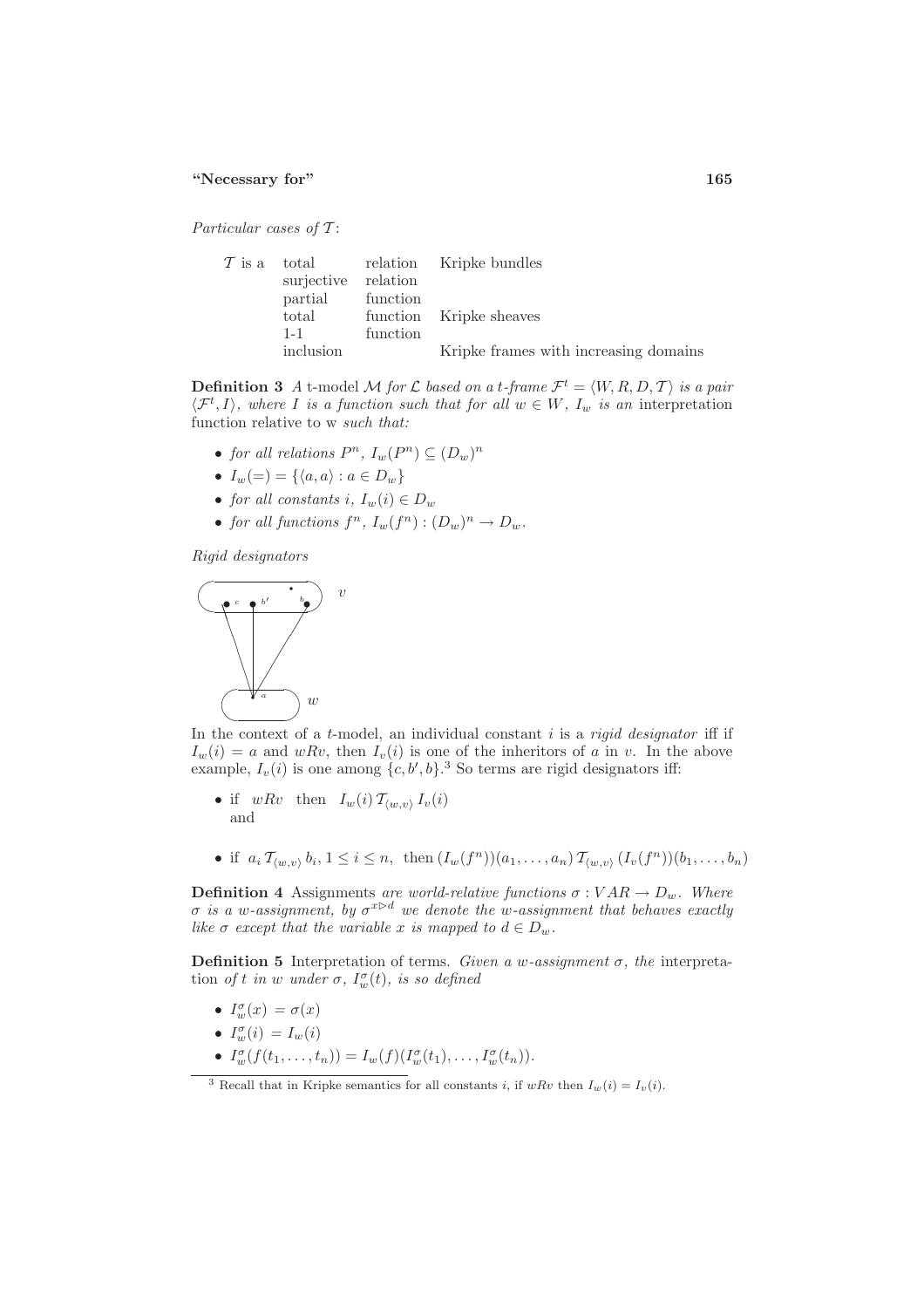*Particular cases of $\mathcal{T}$:*

| $\mathcal{T}$ is a | | | |
|---|---|---|---|
| | total | relation | Kripke bundles |
| | surjective | relation | |
| | partial | function | |
| | total | function | Kripke sheaves |
| | 1-1 | function | |
| | inclusion | | Kripke frames with increasing domains |

**Definition 3** *A* t-model $\mathcal{M}$ *for* $\mathcal{L}$ *based on a t-frame* $\mathcal{F}^t = \langle W, R, D, \mathcal{T} \rangle$ *is a pair* $\langle \mathcal{F}^t, I \rangle$*, where* $I$ *is a function such that for all* $w \in W$*,* $I_w$ *is an* interpretation function relative to w *such that:*

- *for all relations* $P^n$*,* $I_w(P^n) \subseteq (D_w)^n$
- $I_w(=) = \{\langle a, a \rangle : a \in D_w\}$
- *for all constants* $i$*,* $I_w(i) \in D_w$
- *for all functions* $f^n$*,* $I_w(f^n) : (D_w)^n \to D_w$.

*Rigid designators*

In the context of a $t$-model, an individual constant $i$ is a *rigid designator* iff if $I_w(i) = a$ and $wRv$, then $I_v(i)$ is one of the inheritors of $a$ in $v$. In the above example, $I_v(i)$ is one among $\{c, b', b\}$.[3] So terms are rigid designators iff:

- if $\ wRv\ $ then $\ I_w(i)\, \mathcal{T}_{\langle w,v \rangle}\, I_v(i)$
  and
- if $\ a_i\, \mathcal{T}_{\langle w,v \rangle}\, b_i, 1 \leq i \leq n,\ $ then $(I_w(f^n))(a_1, \ldots, a_n)\, \mathcal{T}_{\langle w,v \rangle}\, (I_v(f^n))(b_1, \ldots, b_n)$

**Definition 4** Assignments *are world-relative functions* $\sigma : VAR \to D_w$*. Where* $\sigma$ *is a* $w$*-assignment, by* $\sigma^{x \triangleright d}$ *we denote the* $w$*-assignment that behaves exactly like* $\sigma$ *except that the variable* $x$ *is mapped to* $d \in D_w$.

**Definition 5** Interpretation of terms. *Given a* $w$*-assignment* $\sigma$*, the* interpretation *of* $t$ *in* $w$ *under* $\sigma$*,* $I^\sigma_w(t)$*, is so defined*

- $I^\sigma_w(x) = \sigma(x)$
- $I^\sigma_w(i) = I_w(i)$
- $I^\sigma_w(f(t_1, \ldots, t_n)) = I_w(f)(I^\sigma_w(t_1), \ldots, I^\sigma_w(t_n))$.

[3] Recall that in Kripke semantics for all constants $i$, if $wRv$ then $I_w(i) = I_v(i)$.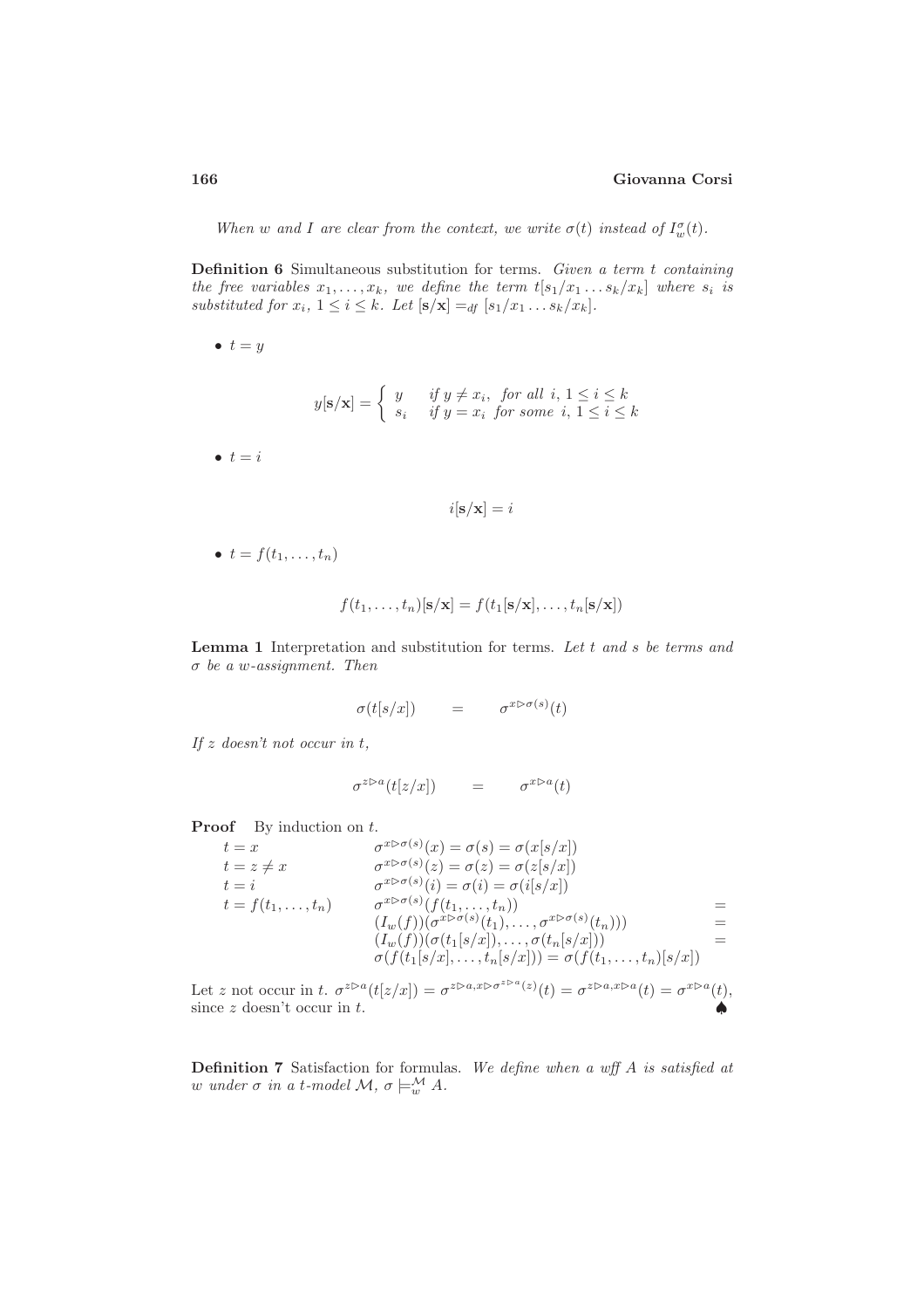*When $w$ and $I$ are clear from the context, we write $\sigma(t)$ instead of $I^{\sigma}_{w}(t)$.*

**Definition 6** Simultaneous substitution for terms. *Given a term $t$ containing the free variables $x_1, \ldots, x_k$, we define the term $t[s_1/x_1 \ldots s_k/x_k]$ where $s_i$ is substituted for $x_i$, $1 \leq i \leq k$. Let $[\mathbf{s}/\mathbf{x}] =_{df} [s_1/x_1 \ldots s_k/x_k]$.*

- $t = y$

$$y[\mathbf{s}/\mathbf{x}] = \begin{cases} y & \text{if } y \neq x_i, \text{ for all } i, 1 \leq i \leq k \\ s_i & \text{if } y = x_i \text{ for some } i, 1 \leq i \leq k \end{cases}$$

- $t = i$

$$i[\mathbf{s}/\mathbf{x}] = i$$

- $t = f(t_1, \ldots, t_n)$

$$f(t_1, \ldots, t_n)[\mathbf{s}/\mathbf{x}] = f(t_1[\mathbf{s}/\mathbf{x}], \ldots, t_n[\mathbf{s}/\mathbf{x}])$$

**Lemma 1** Interpretation and substitution for terms. *Let $t$ and $s$ be terms and $\sigma$ be a $w$-assignment. Then*

$$\sigma(t[s/x]) \qquad = \qquad \sigma^{x \rhd \sigma(s)}(t)$$

*If $z$ doesn't not occur in $t$,*

$$\sigma^{z \rhd a}(t[z/x]) \qquad = \qquad \sigma^{x \rhd a}(t)$$

**Proof** By induction on $t$.

$$\begin{array}{lll}
t = x & \sigma^{x \rhd \sigma(s)}(x) = \sigma(s) = \sigma(x[s/x]) & \\
t = z \neq x & \sigma^{x \rhd \sigma(s)}(z) = \sigma(z) = \sigma(z[s/x]) & \\
t = i & \sigma^{x \rhd \sigma(s)}(i) = \sigma(i) = \sigma(i[s/x]) & \\
t = f(t_1, \ldots, t_n) & \sigma^{x \rhd \sigma(s)}(f(t_1, \ldots, t_n)) & = \\
 & (I_w(f))(\sigma^{x \rhd \sigma(s)}(t_1), \ldots, \sigma^{x \rhd \sigma(s)}(t_n))) & = \\
 & (I_w(f))(\sigma(t_1[s/x]), \ldots, \sigma(t_n[s/x])) & = \\
 & \sigma(f(t_1[s/x], \ldots, t_n[s/x])) = \sigma(f(t_1, \ldots, t_n)[s/x]) &
\end{array}$$

Let $z$ not occur in $t$. $\sigma^{z \rhd a}(t[z/x]) = \sigma^{z \rhd a, x \rhd \sigma^{z \rhd a}(z)}(t) = \sigma^{z \rhd a, x \rhd a}(t) = \sigma^{x \rhd a}(t)$, since $z$ doesn't occur in $t$. ♠

**Definition 7** Satisfaction for formulas. *We define when a wff $A$ is satisfied at $w$ under $\sigma$ in a t-model $\mathcal{M}$, $\sigma \models^{\mathcal{M}}_{w} A$.*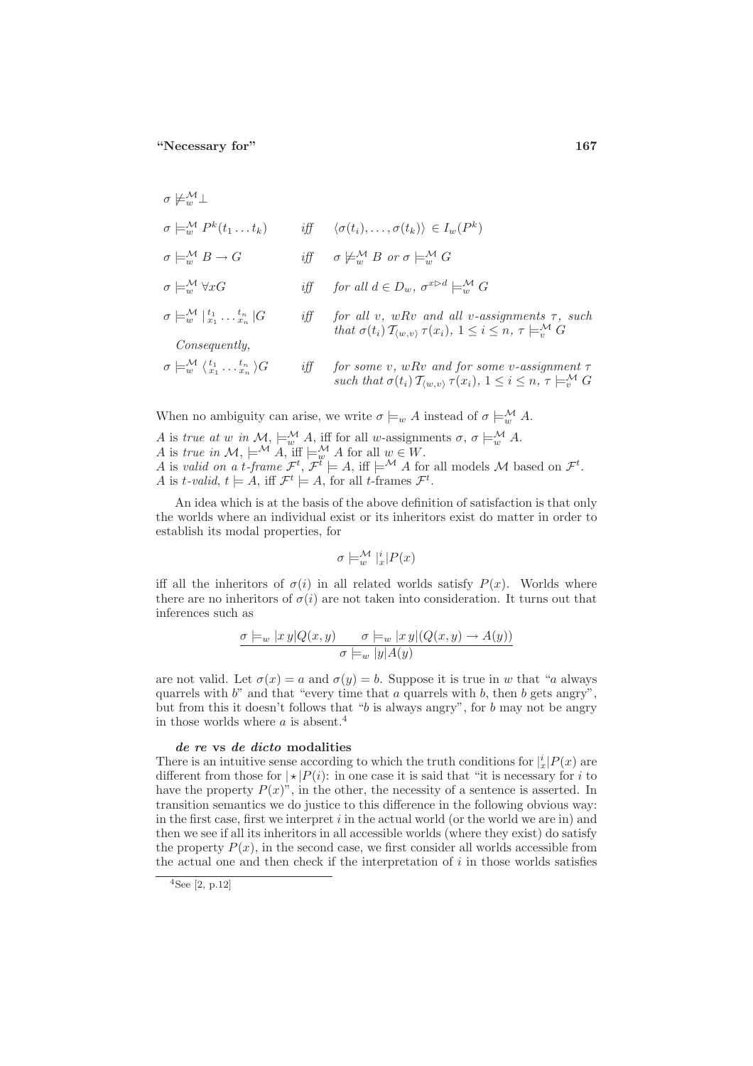$\sigma \not\models_w^{\mathcal{M}} \bot$

$\sigma \models_w^{\mathcal{M}} P^k(t_1 \dots t_k)$ *iff* $\langle \sigma(t_i), \dots, \sigma(t_k) \rangle \in I_w(P^k)$

$\sigma \models_w^{\mathcal{M}} B \to G$ *iff* $\sigma \not\models_w^{\mathcal{M}} B$ *or* $\sigma \models_w^{\mathcal{M}} G$

$\sigma \models_w^{\mathcal{M}} \forall x G$ *iff* *for all* $d \in D_w$, $\sigma^{x \triangleright d} \models_w^{\mathcal{M}} G$

$\sigma \models_w^{\mathcal{M}} |{}^{t_1}_{x_1} \dots {}^{t_n}_{x_n}| G$ *iff* *for all* $v$, $wRv$ *and all* $v$*-assignments* $\tau$, *such that* $\sigma(t_i) \, \mathcal{T}_{\langle w,v \rangle} \, \tau(x_i)$, $1 \leq i \leq n$, $\tau \models_v^{\mathcal{M}} G$

*Consequently,*

$\sigma \models_w^{\mathcal{M}} \langle {}^{t_1}_{x_1} \dots {}^{t_n}_{x_n} \rangle G$ *iff* *for some* $v$, $wRv$ *and for some* $v$*-assignment* $\tau$ *such that* $\sigma(t_i) \, \mathcal{T}_{\langle w,v \rangle} \, \tau(x_i)$, $1 \leq i \leq n$, $\tau \models_v^{\mathcal{M}} G$

When no ambiguity can arise, we write $\sigma \models_w A$ instead of $\sigma \models_w^{\mathcal{M}} A$.

$A$ is *true at* $w$ *in* $\mathcal{M}$, $\models_w^{\mathcal{M}} A$, iff for all $w$-assignments $\sigma$, $\sigma \models_w^{\mathcal{M}} A$.
$A$ is *true in* $\mathcal{M}$, $\models^{\mathcal{M}} A$, iff $\models_w^{\mathcal{M}} A$ for all $w \in W$.
$A$ is *valid on a t-frame* $\mathcal{F}^t$, $\mathcal{F}^t \models A$, iff $\models^{\mathcal{M}} A$ for all models $\mathcal{M}$ based on $\mathcal{F}^t$.
$A$ is *t-valid*, $t \models A$, iff $\mathcal{F}^t \models A$, for all $t$-frames $\mathcal{F}^t$.

An idea which is at the basis of the above definition of satisfaction is that only the worlds where an individual exist or its inheritors exist do matter in order to establish its modal properties, for

$$\sigma \models_w^{\mathcal{M}} |{}^{i}_{x}| P(x)$$

iff all the inheritors of $\sigma(i)$ in all related worlds satisfy $P(x)$. Worlds where there are no inheritors of $\sigma(i)$ are not taken into consideration. It turns out that inferences such as

$$\frac{\sigma \models_w |x\, y| Q(x, y) \qquad \sigma \models_w |x\, y| (Q(x, y) \to A(y))}{\sigma \models_w |y| A(y)}$$

are not valid. Let $\sigma(x) = a$ and $\sigma(y) = b$. Suppose it is true in $w$ that "$a$ always quarrels with $b$" and that "every time that $a$ quarrels with $b$, then $b$ gets angry", but from this it doesn't follows that "$b$ is always angry", for $b$ may not be angry in those worlds where $a$ is absent.[4]

#### *de re* vs *de dicto* modalities

There is an intuitive sense according to which the truth conditions for $|{}^{i}_{x}| P(x)$ are different from those for $|\star| P(i)$: in one case it is said that "it is necessary for $i$ to have the property $P(x)$", in the other, the necessity of a sentence is asserted. In transition semantics we do justice to this difference in the following obvious way: in the first case, first we interpret $i$ in the actual world (or the world we are in) and then we see if all its inheritors in all accessible worlds (where they exist) do satisfy the property $P(x)$, in the second case, we first consider all worlds accessible from the actual one and then check if the interpretation of $i$ in those worlds satisfies

[4] See [2, p.12]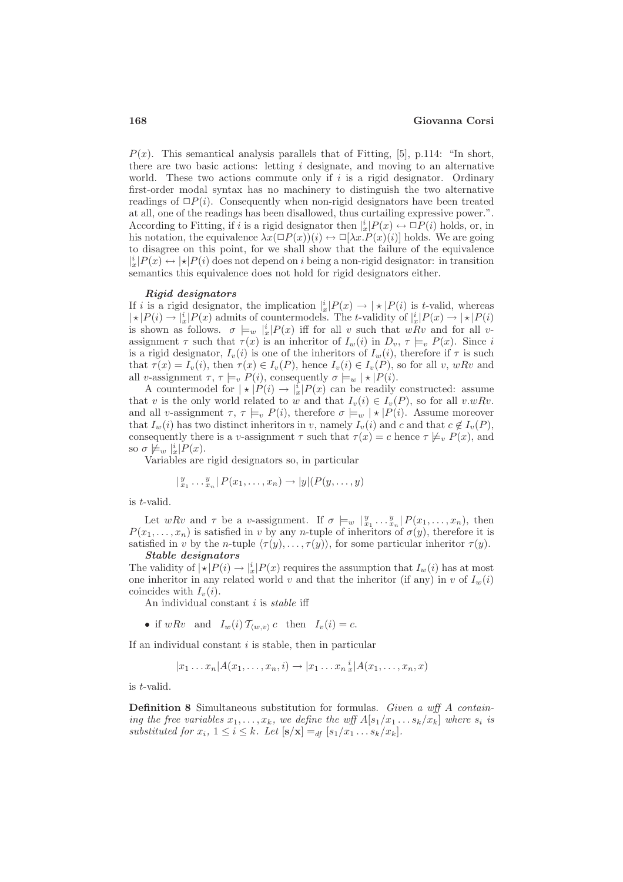$P(x)$. This semantical analysis parallels that of Fitting, [5], p.114: "In short, there are two basic actions: letting $i$ designate, and moving to an alternative world. These two actions commute only if $i$ is a rigid designator. Ordinary first-order modal syntax has no machinery to distinguish the two alternative readings of $\Box P(i)$. Consequently when non-rigid designators have been treated at all, one of the readings has been disallowed, thus curtailing expressive power.". According to Fitting, if $i$ is a rigid designator then $|^i_x|P(x) \leftrightarrow \Box P(i)$ holds, or, in his notation, the equivalence $\lambda x(\Box P(x))(i) \leftrightarrow \Box[\lambda x.P(x)(i)]$ holds. We are going to disagree on this point, for we shall show that the failure of the equivalence $|^i_x|P(x) \leftrightarrow |\star|P(i)$ does not depend on $i$ being a non-rigid designator: in transition semantics this equivalence does not hold for rigid designators either.

***Rigid designators***

If $i$ is a rigid designator, the implication $|^i_x|P(x) \rightarrow |\star|P(i)$ is $t$-valid, whereas $|\star|P(i) \rightarrow |^i_x|P(x)$ admits of countermodels. The $t$-validity of $|^i_x|P(x) \rightarrow |\star|P(i)$ is shown as follows. $\sigma \models_w |^i_x|P(x)$ iff for all $v$ such that $wRv$ and for all $v$-assignment $\tau$ such that $\tau(x)$ is an inheritor of $I_w(i)$ in $D_v$, $\tau \models_v P(x)$. Since $i$ is a rigid designator, $I_v(i)$ is one of the inheritors of $I_w(i)$, therefore if $\tau$ is such that $\tau(x) = I_v(i)$, then $\tau(x) \in I_v(P)$, hence $I_v(i) \in I_v(P)$, so for all $v$, $wRv$ and all $v$-assignment $\tau$, $\tau \models_v P(i)$, consequently $\sigma \models_w |\star|P(i)$.

A countermodel for $|\star|P(i) \rightarrow |^i_x|P(x)$ can be readily constructed: assume that $v$ is the only world related to $w$ and that $I_v(i) \in I_v(P)$, so for all $v.wRv$. and all $v$-assignment $\tau$, $\tau \models_v P(i)$, therefore $\sigma \models_w |\star|P(i)$. Assume moreover that $I_w(i)$ has two distinct inheritors in $v$, namely $I_v(i)$ and $c$ and that $c \notin I_v(P)$, consequently there is a $v$-assignment $\tau$ such that $\tau(x) = c$ hence $\tau \not\models_v P(x)$, and so $\sigma \not\models_w |^i_x|P(x)$.

Variables are rigid designators so, in particular

$$|\,^{y}_{x_1} \ldots ^{y}_{x_n}|\, P(x_1, \ldots, x_n) \rightarrow |y|(P(y, \ldots, y)$$

is $t$-valid.

Let $wRv$ and $\tau$ be a $v$-assignment. If $\sigma \models_w |\,^{y}_{x_1} \ldots ^{y}_{x_n}|\, P(x_1, \ldots, x_n)$, then $P(x_1, \ldots, x_n)$ is satisfied in $v$ by any $n$-tuple of inheritors of $\sigma(y)$, therefore it is satisfied in $v$ by the $n$-tuple $\langle \tau(y), \ldots, \tau(y) \rangle$, for some particular inheritor $\tau(y)$.

***Stable designators***

The validity of $|\star|P(i) \rightarrow |^i_x|P(x)$ requires the assumption that $I_w(i)$ has at most one inheritor in any related world $v$ and that the inheritor (if any) in $v$ of $I_w(i)$ coincides with $I_v(i)$.

An individual constant $i$ is *stable* iff

- if $wRv$ and $I_w(i)\, \mathcal{T}_{\langle w,v \rangle}\, c$ then $I_v(i) = c$.

If an individual constant $i$ is stable, then in particular

$$|x_1 \ldots x_n|A(x_1, \ldots, x_n, i) \rightarrow |x_1 \ldots x_n\,^i_x|A(x_1, \ldots, x_n, x)$$

is $t$-valid.

**Definition 8** Simultaneous substitution for formulas. *Given a wff $A$ containing the free variables $x_1, \ldots, x_k$, we define the wff $A[s_1/x_1 \ldots s_k/x_k]$ where $s_i$ is substituted for $x_i$, $1 \leq i \leq k$. Let $[\mathbf{s}/\mathbf{x}] =_{df} [s_1/x_1 \ldots s_k/x_k]$.*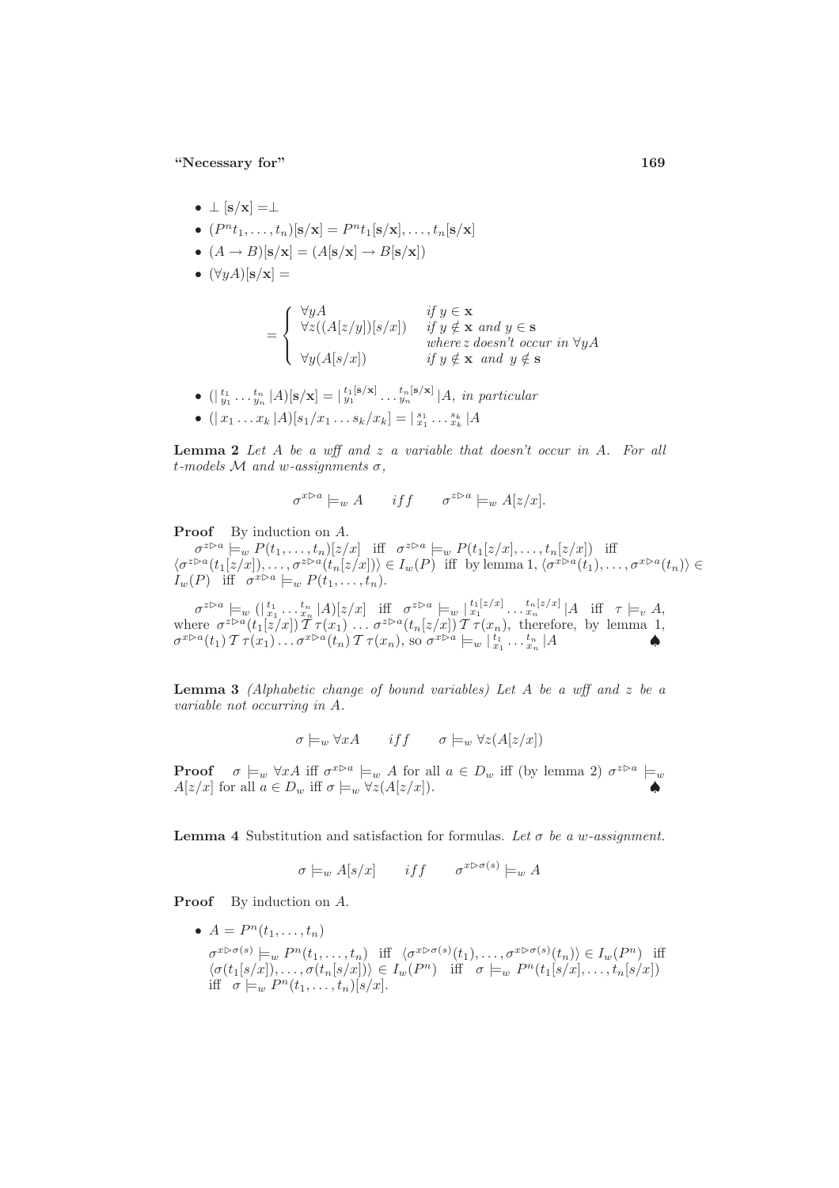- $\bot\,[\mathbf{s}/\mathbf{x}] = \bot$
- $(P^n t_1, \ldots, t_n)[\mathbf{s}/\mathbf{x}] = P^n t_1[\mathbf{s}/\mathbf{x}], \ldots, t_n[\mathbf{s}/\mathbf{x}]$
- $(A \to B)[\mathbf{s}/\mathbf{x}] = (A[\mathbf{s}/\mathbf{x}] \to B[\mathbf{s}/\mathbf{x}])$
- $(\forall y A)[\mathbf{s}/\mathbf{x}] =$

$$= \begin{cases} \forall y A & \text{if } y \in \mathbf{x} \\ \forall z((A[z/y])[s/x]) & \text{if } y \notin \mathbf{x} \text{ and } y \in \mathbf{s} \\ & \text{where } z \text{ doesn't occur in } \forall y A \\ \forall y(A[s/x]) & \text{if } y \notin \mathbf{x} \text{ and } y \notin \mathbf{s} \end{cases}$$

- $(|\,{}^{t_1}_{y_1} \ldots {}^{t_n}_{y_n}\,|A)[\mathbf{s}/\mathbf{x}] = |\,{}^{t_1[\mathbf{s}/\mathbf{x}]}_{y_1} \ldots {}^{t_n[\mathbf{s}/\mathbf{x}]}_{y_n}\,|A$, *in particular*
- $(|\,x_1 \ldots x_k\,|A)[s_1/x_1 \ldots s_k/x_k] = |\,{}^{s_1}_{x_1} \ldots {}^{s_k}_{x_k}\,|A$

**Lemma 2** *Let $A$ be a wff and $z$ a variable that doesn't occur in $A$. For all t-models $\mathcal{M}$ and w-assignments $\sigma$,*

$$\sigma^{x \rhd a} \models_w A \qquad iff \qquad \sigma^{z \rhd a} \models_w A[z/x].$$

**Proof** By induction on $A$.
$\sigma^{z \rhd a} \models_w P(t_1, \ldots, t_n)[z/x]$ iff $\sigma^{z \rhd a} \models_w P(t_1[z/x], \ldots, t_n[z/x])$ iff $\langle \sigma^{z \rhd a}(t_1[z/x]), \ldots, \sigma^{z \rhd a}(t_n[z/x]) \rangle \in I_w(P)$ iff by lemma 1, $\langle \sigma^{x \rhd a}(t_1), \ldots, \sigma^{x \rhd a}(t_n) \rangle \in I_w(P)$ iff $\sigma^{x \rhd a} \models_w P(t_1, \ldots, t_n)$.

$\sigma^{z \rhd a} \models_w (|\,{}^{t_1}_{x_1} \ldots {}^{t_n}_{x_n}\,|A)[z/x]$ iff $\sigma^{z \rhd a} \models_w |\,{}^{t_1[z/x]}_{x_1} \ldots {}^{t_n[z/x]}_{x_n}\,|A$ iff $\tau \models_v A$, where $\sigma^{z \rhd a}(t_1[z/x])\, \mathcal{T}\, \tau(x_1) \ldots \sigma^{z \rhd a}(t_n[z/x])\, \mathcal{T}\, \tau(x_n)$, therefore, by lemma 1, $\sigma^{x \rhd a}(t_1)\, \mathcal{T}\, \tau(x_1) \ldots \sigma^{x \rhd a}(t_n)\, \mathcal{T}\, \tau(x_n)$, so $\sigma^{x \rhd a} \models_w |\,{}^{t_1}_{x_1} \ldots {}^{t_n}_{x_n}\,|A$ ♠

**Lemma 3** *(Alphabetic change of bound variables) Let $A$ be a wff and $z$ be a variable not occurring in $A$.*

$$\sigma \models_w \forall x A \qquad iff \qquad \sigma \models_w \forall z(A[z/x])$$

**Proof** $\sigma \models_w \forall x A$ iff $\sigma^{x \rhd a} \models_w A$ for all $a \in D_w$ iff (by lemma 2) $\sigma^{z \rhd a} \models_w A[z/x]$ for all $a \in D_w$ iff $\sigma \models_w \forall z(A[z/x])$. ♠

**Lemma 4** Substitution and satisfaction for formulas. *Let $\sigma$ be a w-assignment.*

$$\sigma \models_w A[s/x] \qquad iff \qquad \sigma^{x \rhd \sigma(s)} \models_w A$$

**Proof** By induction on $A$.

- $A = P^n(t_1, \ldots, t_n)$
  $\sigma^{x \rhd \sigma(s)} \models_w P^n(t_1, \ldots, t_n)$ iff $\langle \sigma^{x \rhd \sigma(s)}(t_1), \ldots, \sigma^{x \rhd \sigma(s)}(t_n) \rangle \in I_w(P^n)$ iff $\langle \sigma(t_1[s/x]), \ldots, \sigma(t_n[s/x]) \rangle \in I_w(P^n)$ iff $\sigma \models_w P^n(t_1[s/x], \ldots, t_n[s/x])$ iff $\sigma \models_w P^n(t_1, \ldots, t_n)[s/x]$.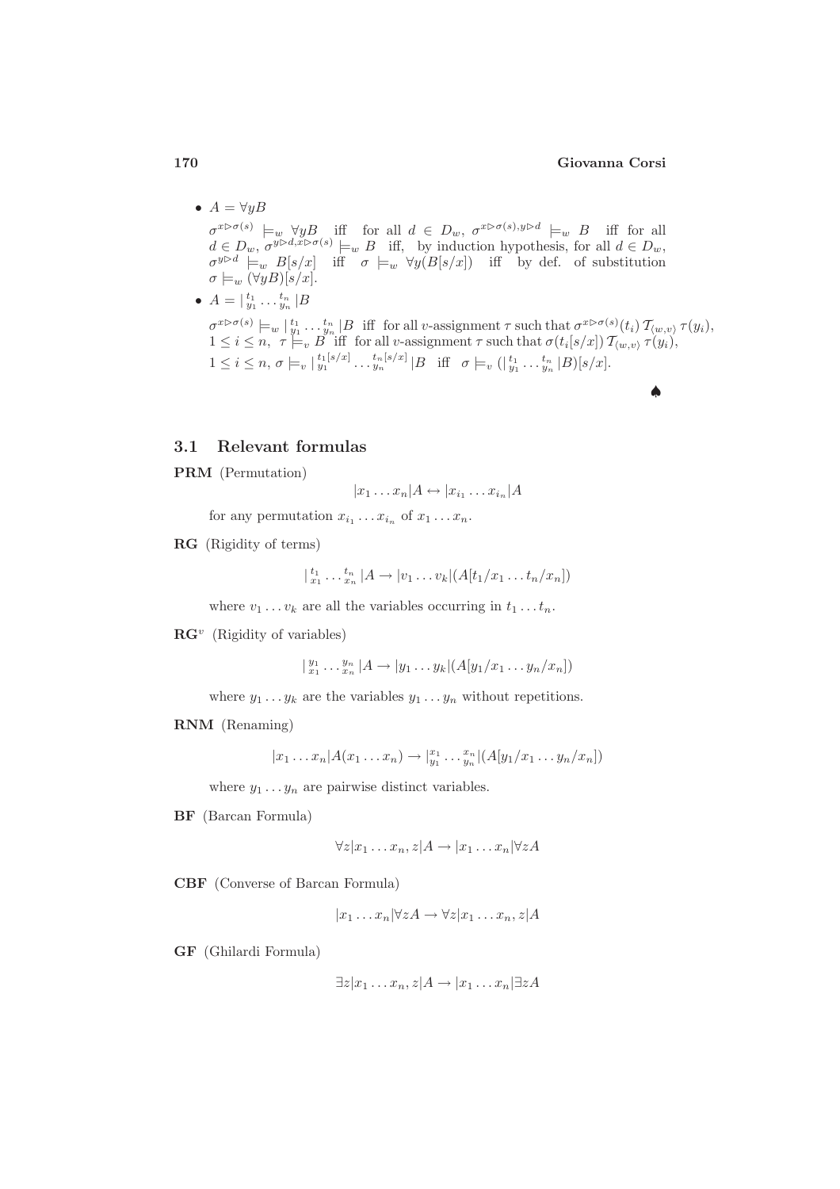- $A = \forall y B$

  $\sigma^{x \rhd \sigma(s)} \models_w \forall y B$ iff for all $d \in D_w$, $\sigma^{x \rhd \sigma(s), y \rhd d} \models_w B$ iff for all $d \in D_w$, $\sigma^{y \rhd d, x \rhd \sigma(s)} \models_w B$ iff, by induction hypothesis, for all $d \in D_w$, $\sigma^{y \rhd d} \models_w B[s/x]$ iff $\sigma \models_w \forall y(B[s/x])$ iff by def. of substitution $\sigma \models_w (\forall y B)[s/x]$.

- $A = |\,{}^{t_1}_{y_1} \ldots {}^{t_n}_{y_n}\,| B$

  $\sigma^{x \rhd \sigma(s)} \models_w |\,{}^{t_1}_{y_1} \ldots {}^{t_n}_{y_n}\,| B$ iff for all $v$-assignment $\tau$ such that $\sigma^{x \rhd \sigma(s)}(t_i)\, \mathcal{T}_{\langle w,v \rangle}\, \tau(y_i)$, $1 \leq i \leq n$, $\tau \models_v B$ iff for all $v$-assignment $\tau$ such that $\sigma(t_i[s/x])\, \mathcal{T}_{\langle w,v \rangle}\, \tau(y_i)$, $1 \leq i \leq n$, $\sigma \models_v |\,{}^{t_1[s/x]}_{y_1} \ldots {}^{t_n[s/x]}_{y_n}\,| B$ iff $\sigma \models_v (|\,{}^{t_1}_{y_1} \ldots {}^{t_n}_{y_n}\,| B)[s/x]$.

♠

### 3.1 Relevant formulas

**PRM** (Permutation)

$$|x_1 \ldots x_n| A \leftrightarrow |x_{i_1} \ldots x_{i_n}| A$$

for any permutation $x_{i_1} \ldots x_{i_n}$ of $x_1 \ldots x_n$.

**RG** (Rigidity of terms)

$$|\,{}^{t_1}_{x_1} \ldots {}^{t_n}_{x_n}\,| A \rightarrow |v_1 \ldots v_k|(A[t_1/x_1 \ldots t_n/x_n])$$

where $v_1 \ldots v_k$ are all the variables occurring in $t_1 \ldots t_n$.

**RG**$^v$ (Rigidity of variables)

$$|\,{}^{y_1}_{x_1} \ldots {}^{y_n}_{x_n}\,| A \rightarrow |y_1 \ldots y_k|(A[y_1/x_1 \ldots y_n/x_n])$$

where $y_1 \ldots y_k$ are the variables $y_1 \ldots y_n$ without repetitions.

**RNM** (Renaming)

$$|x_1 \ldots x_n| A(x_1 \ldots x_n) \rightarrow |\,{}^{x_1}_{y_1} \ldots {}^{x_n}_{y_n}\,|(A[y_1/x_1 \ldots y_n/x_n])$$

where $y_1 \ldots y_n$ are pairwise distinct variables.

**BF** (Barcan Formula)

$$\forall z |x_1 \ldots x_n, z| A \rightarrow |x_1 \ldots x_n| \forall z A$$

**CBF** (Converse of Barcan Formula)

$$|x_1 \ldots x_n| \forall z A \rightarrow \forall z |x_1 \ldots x_n, z| A$$

**GF** (Ghilardi Formula)

$$\exists z |x_1 \ldots x_n, z| A \rightarrow |x_1 \ldots x_n| \exists z A$$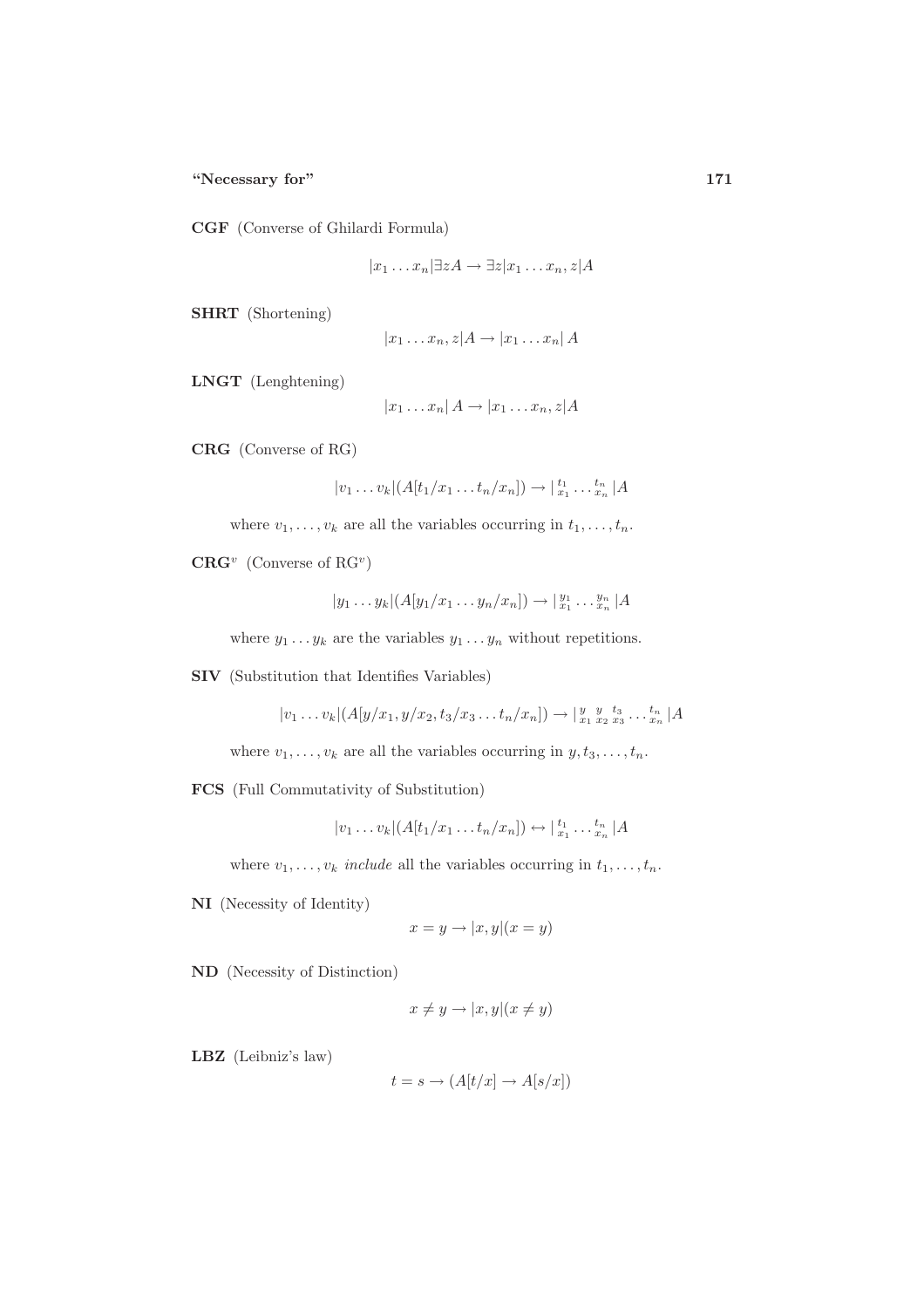**CGF** (Converse of Ghilardi Formula)

$$|x_1 \dots x_n|\exists z A \rightarrow \exists z|x_1 \dots x_n, z|A$$

**SHRT** (Shortening)

$$|x_1 \dots x_n, z|A \rightarrow |x_1 \dots x_n|\, A$$

**LNGT** (Lenghtening)

$$|x_1 \dots x_n|\, A \rightarrow |x_1 \dots x_n, z|A$$

**CRG** (Converse of RG)

$$|v_1 \dots v_k|(A[t_1/x_1 \dots t_n/x_n]) \rightarrow |\,{}^{t_1}_{x_1} \dots {}^{t_n}_{x_n}\,|A$$

where $v_1, \dots, v_k$ are all the variables occurring in $t_1, \dots, t_n$.

**CRG**$^v$ (Converse of RG$^v$)

$$|y_1 \dots y_k|(A[y_1/x_1 \dots y_n/x_n]) \rightarrow |\,{}^{y_1}_{x_1} \dots {}^{y_n}_{x_n}\,|A$$

where $y_1 \dots y_k$ are the variables $y_1 \dots y_n$ without repetitions.

**SIV** (Substitution that Identifies Variables)

$$|v_1 \dots v_k|(A[y/x_1, y/x_2, t_3/x_3 \dots t_n/x_n]) \rightarrow |\,{}^{y}_{x_1}\,{}^{y}_{x_2}\,{}^{t_3}_{x_3} \dots {}^{t_n}_{x_n}\,|A$$

where $v_1, \dots, v_k$ are all the variables occurring in $y, t_3, \dots, t_n$.

**FCS** (Full Commutativity of Substitution)

$$|v_1 \dots v_k|(A[t_1/x_1 \dots t_n/x_n]) \leftrightarrow |\,{}^{t_1}_{x_1} \dots {}^{t_n}_{x_n}\,|A$$

where $v_1, \dots, v_k$ *include* all the variables occurring in $t_1, \dots, t_n$.

**NI** (Necessity of Identity)

$$x = y \rightarrow |x, y|(x = y)$$

**ND** (Necessity of Distinction)

$$x \neq y \rightarrow |x, y|(x \neq y)$$

**LBZ** (Leibniz's law)

$$t = s \rightarrow (A[t/x] \rightarrow A[s/x])$$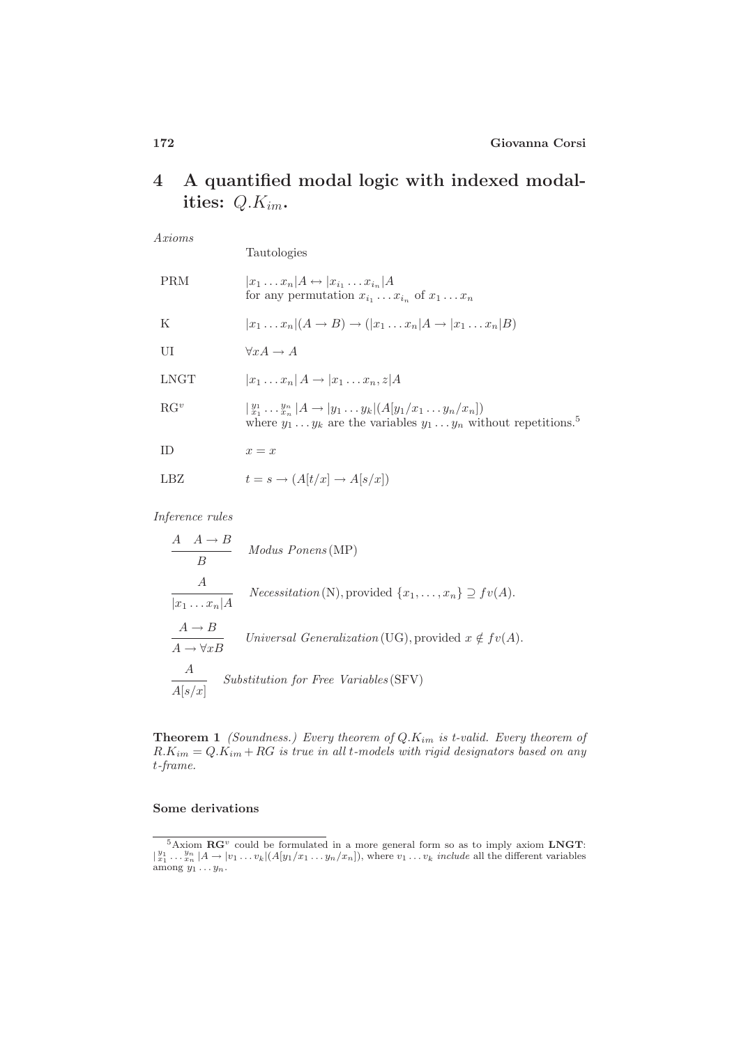## 4 A quantified modal logic with indexed modalities: $Q.K_{im}$.

*Axioms*

| | |
|---|---|
| | Tautologies |
| PRM | $\lvert x_1 \dots x_n \rvert A \leftrightarrow \lvert x_{i_1} \dots x_{i_n} \rvert A$ for any permutation $x_{i_1} \dots x_{i_n}$ of $x_1 \dots x_n$ |
| K | $\lvert x_1 \dots x_n \rvert (A \to B) \to (\lvert x_1 \dots x_n \rvert A \to \lvert x_1 \dots x_n \rvert B)$ |
| UI | $\forall x A \to A$ |
| LNGT | $\lvert x_1 \dots x_n \rvert A \to \lvert x_1 \dots x_n, z \rvert A$ |
| $\mathrm{RG}^v$ | $\lvert {}^{y_1}_{x_1} \dots {}^{y_n}_{x_n} \rvert A \to \lvert y_1 \dots y_k \rvert (A[y_1/x_1 \dots y_n/x_n])$ where $y_1 \dots y_k$ are the variables $y_1 \dots y_n$ without repetitions.[5] |
| ID | $x = x$ |
| LBZ | $t = s \to (A[t/x] \to A[s/x])$ |

*Inference rules*

$$\frac{A \quad A \to B}{B} \quad \textit{Modus Ponens}\,(\mathrm{MP})$$

$$\frac{A}{\lvert x_1 \dots x_n \rvert A} \quad \textit{Necessitation}\,(\mathrm{N}), \text{provided } \{x_1, \dots, x_n\} \supseteq fv(A).$$

$$\frac{A \to B}{A \to \forall x B} \quad \textit{Universal Generalization}\,(\mathrm{UG}), \text{provided } x \notin fv(A).$$

$$\frac{A}{A[s/x]} \quad \textit{Substitution for Free Variables}\,(\mathrm{SFV})$$

**Theorem 1** *(Soundness.) Every theorem of $Q.K_{im}$ is t-valid. Every theorem of $R.K_{im} = Q.K_{im} + RG$ is true in all t-models with rigid designators based on any t-frame.*

**Some derivations**

[5] Axiom $\mathbf{RG}^v$ could be formulated in a more general form so as to imply axiom **LNGT**: $\lvert {}^{y_1}_{x_1} \dots {}^{y_n}_{x_n} \rvert A \to \lvert v_1 \dots v_k \rvert (A[y_1/x_1 \dots y_n/x_n])$, where $v_1 \dots v_k$ *include* all the different variables among $y_1 \dots y_n$.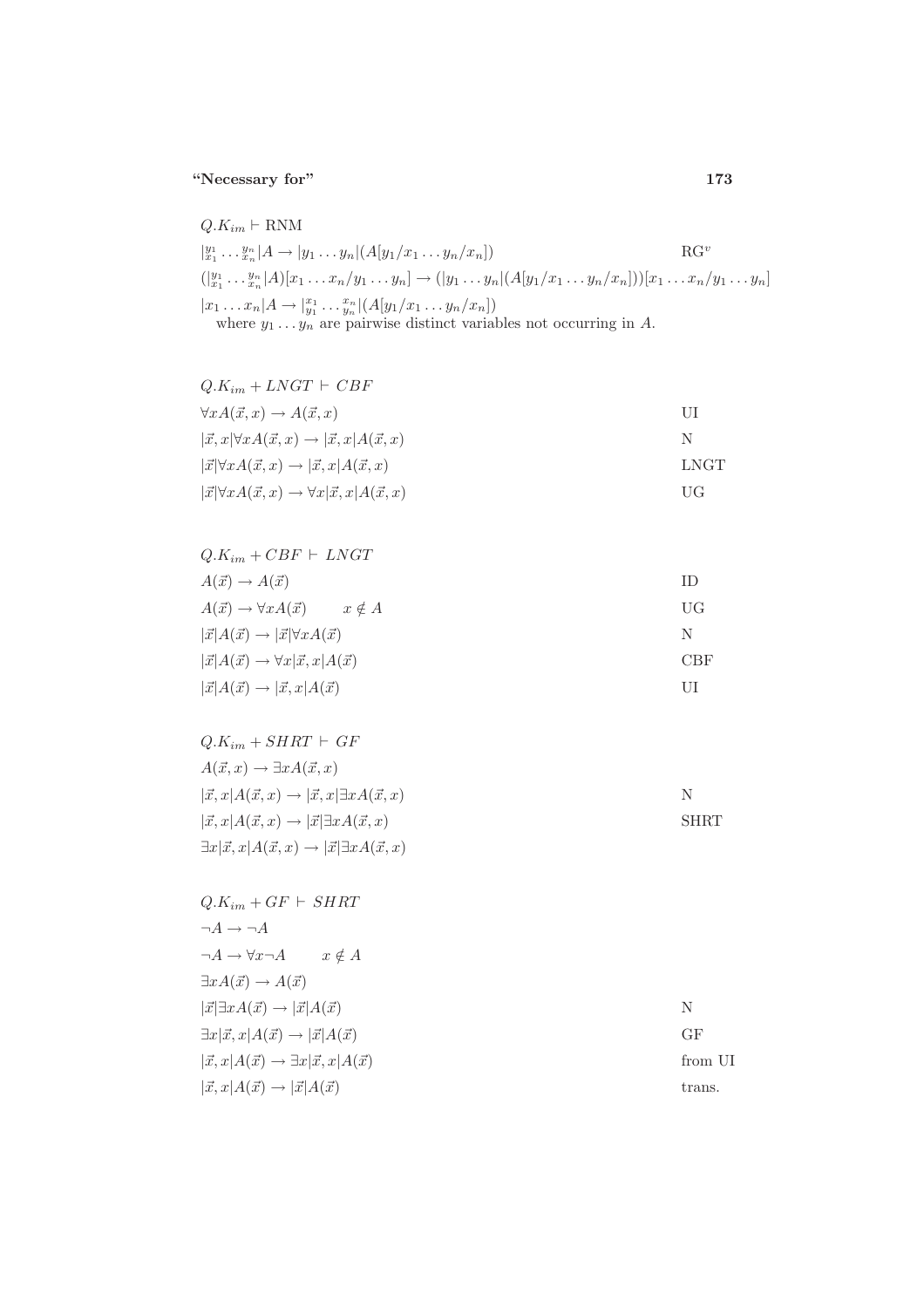$Q.K_{im} \vdash$ RNM

| | |
|---|---|
| $\|{}^{y_1}_{x_1} \ldots {}^{y_n}_{x_n}\|A \rightarrow \|y_1 \ldots y_n\|(A[y_1/x_1 \ldots y_n/x_n])$ | $\text{RG}^v$ |
| $(\|{}^{y_1}_{x_1} \ldots {}^{y_n}_{x_n}\|A)[x_1 \ldots x_n/y_1 \ldots y_n] \rightarrow (\|y_1 \ldots y_n\|(A[y_1/x_1 \ldots y_n/x_n]))[x_1 \ldots x_n/y_1 \ldots y_n]$ | |
| $\|x_1 \ldots x_n\|A \rightarrow \|{}^{x_1}_{y_1} \ldots {}^{x_n}_{y_n}\|(A[y_1/x_1 \ldots y_n/x_n])$ | |

where $y_1 \ldots y_n$ are pairwise distinct variables not occurring in $A$.

$Q.K_{im} + LNGT \vdash CBF$

| | |
|---|---|
| $\forall x A(\vec{x}, x) \rightarrow A(\vec{x}, x)$ | UI |
| $\|\vec{x}, x\|\forall x A(\vec{x}, x) \rightarrow \|\vec{x}, x\|A(\vec{x}, x)$ | N |
| $\|\vec{x}\|\forall x A(\vec{x}, x) \rightarrow \|\vec{x}, x\|A(\vec{x}, x)$ | LNGT |
| $\|\vec{x}\|\forall x A(\vec{x}, x) \rightarrow \forall x\|\vec{x}, x\|A(\vec{x}, x)$ | UG |

$Q.K_{im} + CBF \vdash LNGT$

| | |
|---|---|
| $A(\vec{x}) \rightarrow A(\vec{x})$ | ID |
| $A(\vec{x}) \rightarrow \forall x A(\vec{x}) \qquad x \notin A$ | UG |
| $\|\vec{x}\|A(\vec{x}) \rightarrow \|\vec{x}\|\forall x A(\vec{x})$ | N |
| $\|\vec{x}\|A(\vec{x}) \rightarrow \forall x\|\vec{x}, x\|A(\vec{x})$ | CBF |
| $\|\vec{x}\|A(\vec{x}) \rightarrow \|\vec{x}, x\|A(\vec{x})$ | UI |

$Q.K_{im} + SHRT \vdash GF$

| | |
|---|---|
| $A(\vec{x}, x) \rightarrow \exists x A(\vec{x}, x)$ | |
| $\|\vec{x}, x\|A(\vec{x}, x) \rightarrow \|\vec{x}, x\|\exists x A(\vec{x}, x)$ | N |
| $\|\vec{x}, x\|A(\vec{x}, x) \rightarrow \|\vec{x}\|\exists x A(\vec{x}, x)$ | SHRT |
| $\exists x\|\vec{x}, x\|A(\vec{x}, x) \rightarrow \|\vec{x}\|\exists x A(\vec{x}, x)$ | |

$Q.K_{im} + GF \vdash SHRT$

| | |
|---|---|
| $\neg A \rightarrow \neg A$ | |
| $\neg A \rightarrow \forall x \neg A \qquad x \notin A$ | |
| $\exists x A(\vec{x}) \rightarrow A(\vec{x})$ | |
| $\|\vec{x}\|\exists x A(\vec{x}) \rightarrow \|\vec{x}\|A(\vec{x})$ | N |
| $\exists x\|\vec{x}, x\|A(\vec{x}) \rightarrow \|\vec{x}\|A(\vec{x})$ | GF |
| $\|\vec{x}, x\|A(\vec{x}) \rightarrow \exists x\|\vec{x}, x\|A(\vec{x})$ | from UI |
| $\|\vec{x}, x\|A(\vec{x}) \rightarrow \|\vec{x}\|A(\vec{x})$ | trans. |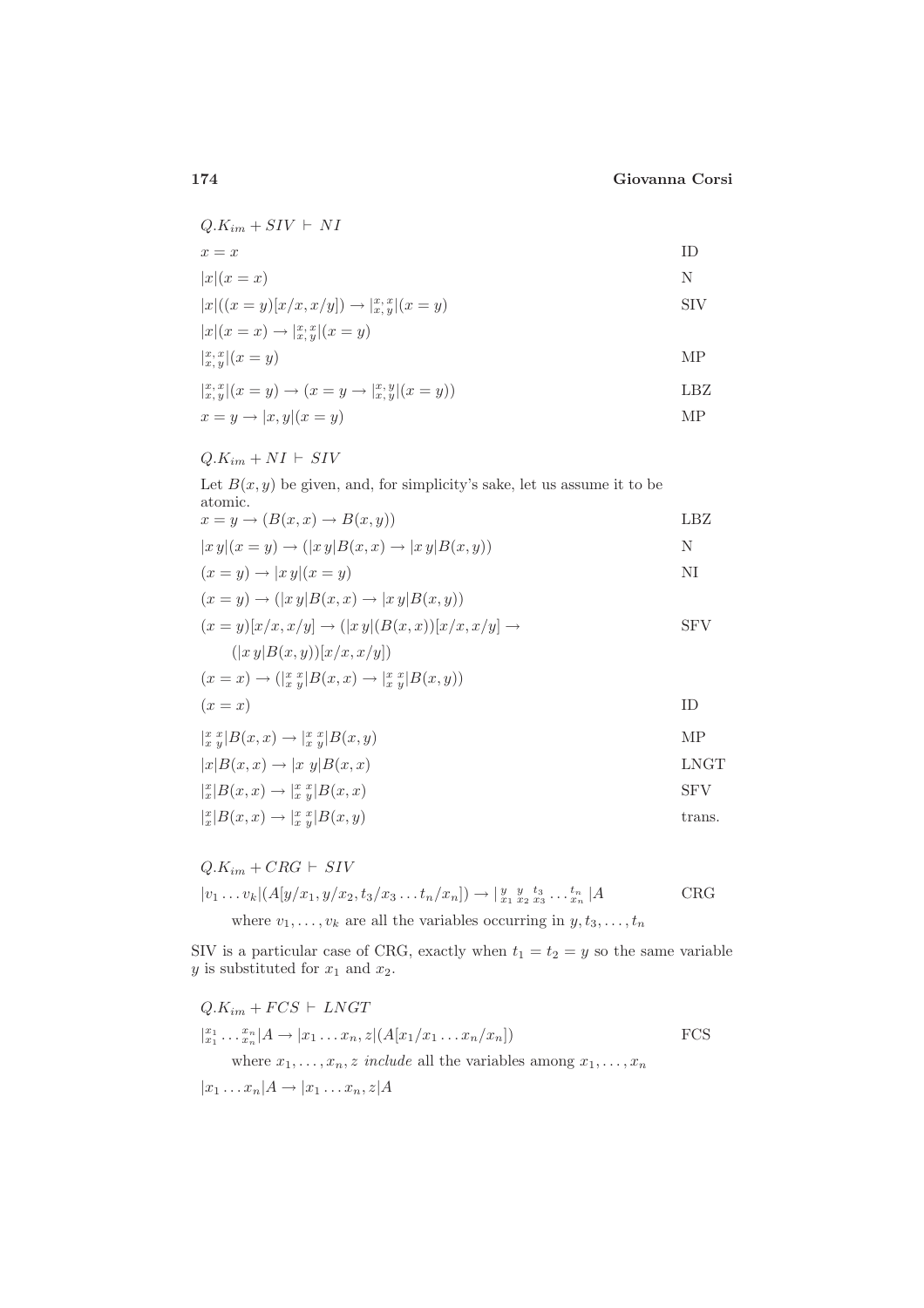$Q.K_{im} + SIV \vdash NI$

| | |
|---|---|
| $x = x$ | ID |
| $\lvert x\rvert(x = x)$ | N |
| $\lvert x\rvert((x = y)[x/x, x/y]) \to \lvert^{x,\,x}_{x,\,y}\rvert(x = y)$ | SIV |
| $\lvert x\rvert(x = x) \to \lvert^{x,\,x}_{x,\,y}\rvert(x = y)$ | |
| $\lvert^{x,\,x}_{x,\,y}\rvert(x = y)$ | MP |
| $\lvert^{x,\,x}_{x,\,y}\rvert(x = y) \to (x = y \to \lvert^{x,\,y}_{x,\,y}\rvert(x = y))$ | LBZ |
| $x = y \to \lvert x, y\rvert(x = y)$ | MP |

$Q.K_{im} + NI \vdash SIV$

Let $B(x, y)$ be given, and, for simplicity's sake, let us assume it to be atomic.

| | |
|---|---|
| $x = y \to (B(x, x) \to B(x, y))$ | LBZ |
| $\lvert x\,y\rvert(x = y) \to (\lvert x\,y\rvert B(x, x) \to \lvert x\,y\rvert B(x, y))$ | N |
| $(x = y) \to \lvert x\,y\rvert(x = y)$ | NI |
| $(x = y) \to (\lvert x\,y\rvert B(x, x) \to \lvert x\,y\rvert B(x, y))$ | |
| $(x = y)[x/x, x/y] \to (\lvert x\,y\rvert(B(x, x))[x/x, x/y] \to$ $(\lvert x\,y\rvert B(x, y))[x/x, x/y])$ | SFV |
| $(x = x) \to (\lvert^{x\ x}_{x\ y}\rvert B(x, x) \to \lvert^{x\ x}_{x\ y}\rvert B(x, y))$ | |
| $(x = x)$ | ID |
| $\lvert^{x\ x}_{x\ y}\rvert B(x, x) \to \lvert^{x\ x}_{x\ y}\rvert B(x, y)$ | MP |
| $\lvert x\rvert B(x, x) \to \lvert x\ y\rvert B(x, x)$ | LNGT |
| $\lvert^{x}_{x}\rvert B(x, x) \to \lvert^{x\ x}_{x\ y}\rvert B(x, x)$ | SFV |
| $\lvert^{x}_{x}\rvert B(x, x) \to \lvert^{x\ x}_{x\ y}\rvert B(x, y)$ | trans. |

$Q.K_{im} + CRG \vdash SIV$

$\lvert v_1 \ldots v_k\rvert(A[y/x_1, y/x_2, t_3/x_3 \ldots t_n/x_n]) \to \lvert^{y}_{x_1}\,^{y}_{x_2}\,^{t_3}_{x_3} \ldots ^{t_n}_{x_n}\rvert A$ CRG

where $v_1, \ldots, v_k$ are all the variables occurring in $y, t_3, \ldots, t_n$

SIV is a particular case of CRG, exactly when $t_1 = t_2 = y$ so the same variable $y$ is substituted for $x_1$ and $x_2$.

$Q.K_{im} + FCS \vdash LNGT$

$\lvert^{x_1}_{x_1} \ldots ^{x_n}_{x_n}\rvert A \to \lvert x_1 \ldots x_n, z\rvert(A[x_1/x_1 \ldots x_n/x_n])$ FCS

where $x_1, \ldots, x_n, z$ *include* all the variables among $x_1, \ldots, x_n$

$\lvert x_1 \ldots x_n\rvert A \to \lvert x_1 \ldots x_n, z\rvert A$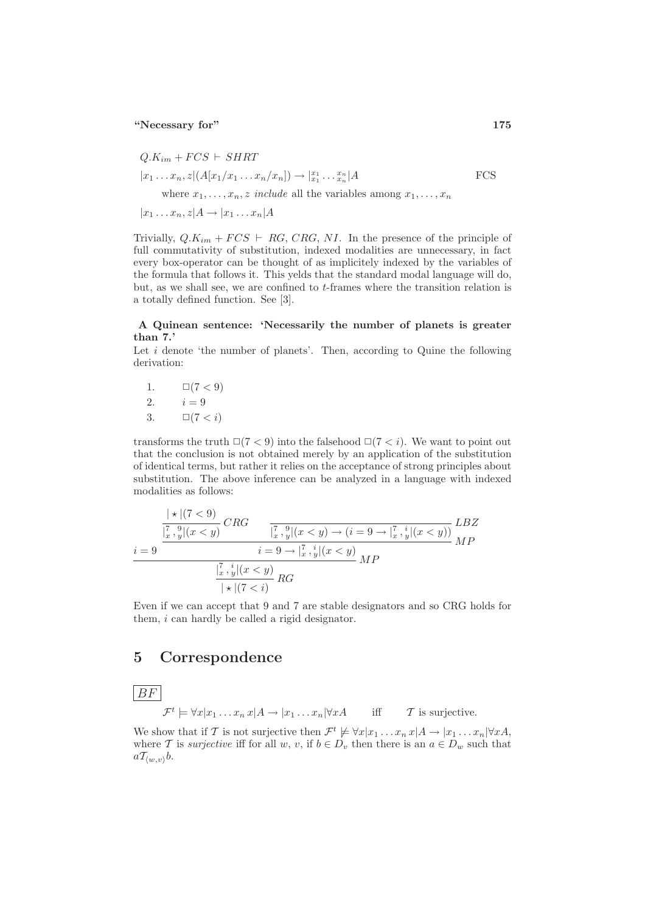$Q.K_{im} + FCS \vdash SHRT$

$|x_1 \ldots x_n, z|(A[x_1/x_1 \ldots x_n/x_n]) \rightarrow |^{x_1}_{x_1} \ldots ^{x_n}_{x_n}|A$ FCS

where $x_1, \ldots, x_n, z$ *include* all the variables among $x_1, \ldots, x_n$

$|x_1 \ldots x_n, z|A \rightarrow |x_1 \ldots x_n|A$

Trivially, $Q.K_{im} + FCS \vdash RG, CRG, NI$. In the presence of the principle of full commutativity of substitution, indexed modalities are unnecessary, in fact every box-operator can be thought of as implicitely indexed by the variables of the formula that follows it. This yelds that the standard modal language will do, but, as we shall see, we are confined to $t$-frames where the transition relation is a totally defined function. See [3].

**A Quinean sentence: 'Necessarily the number of planets is greater than 7.'**

Let $i$ denote 'the number of planets'. Then, according to Quine the following derivation:

1. $\Box(7 < 9)$
2. $i = 9$
3. $\Box(7 < i)$

transforms the truth $\Box(7 < 9)$ into the falsehood $\Box(7 < i)$. We want to point out that the conclusion is not obtained merely by an application of the substitution of identical terms, but rather it relies on the acceptance of strong principles about substitution. The above inference can be analyzed in a language with indexed modalities as follows:

$$\dfrac{i = 9 \qquad \dfrac{\dfrac{| \star |(7 < 9)}{|^{7}_{x}, ^{9}_{y}|(x < y)}\, CRG \qquad \dfrac{}{|^{7}_{x}, ^{9}_{y}|(x < y) \rightarrow (i = 9 \rightarrow |^{7}_{x}, ^{i}_{y}|(x < y))}\, LBZ}{i = 9 \rightarrow |^{7}_{x}, ^{i}_{y}|(x < y)}\, MP}{\dfrac{|^{7}_{x}, ^{i}_{y}|(x < y)}{| \star |(7 < i)}\, RG}\, MP$$

Even if we can accept that 9 and 7 are stable designators and so CRG holds for them, $i$ can hardly be called a rigid designator.

## 5 Correspondence

$\boxed{BF}$

$\mathcal{F}^t \models \forall x|x_1 \ldots x_n\, x|A \rightarrow |x_1 \ldots x_n|\forall x A$ iff $\mathcal{T}$ is surjective.

We show that if $\mathcal{T}$ is not surjective then $\mathcal{F}^t \not\models \forall x|x_1 \ldots x_n\, x|A \rightarrow |x_1 \ldots x_n|\forall x A$, where $\mathcal{T}$ is *surjective* iff for all $w$, $v$, if $b \in D_v$ then there is an $a \in D_w$ such that $a\mathcal{T}_{\langle w,v \rangle}b$.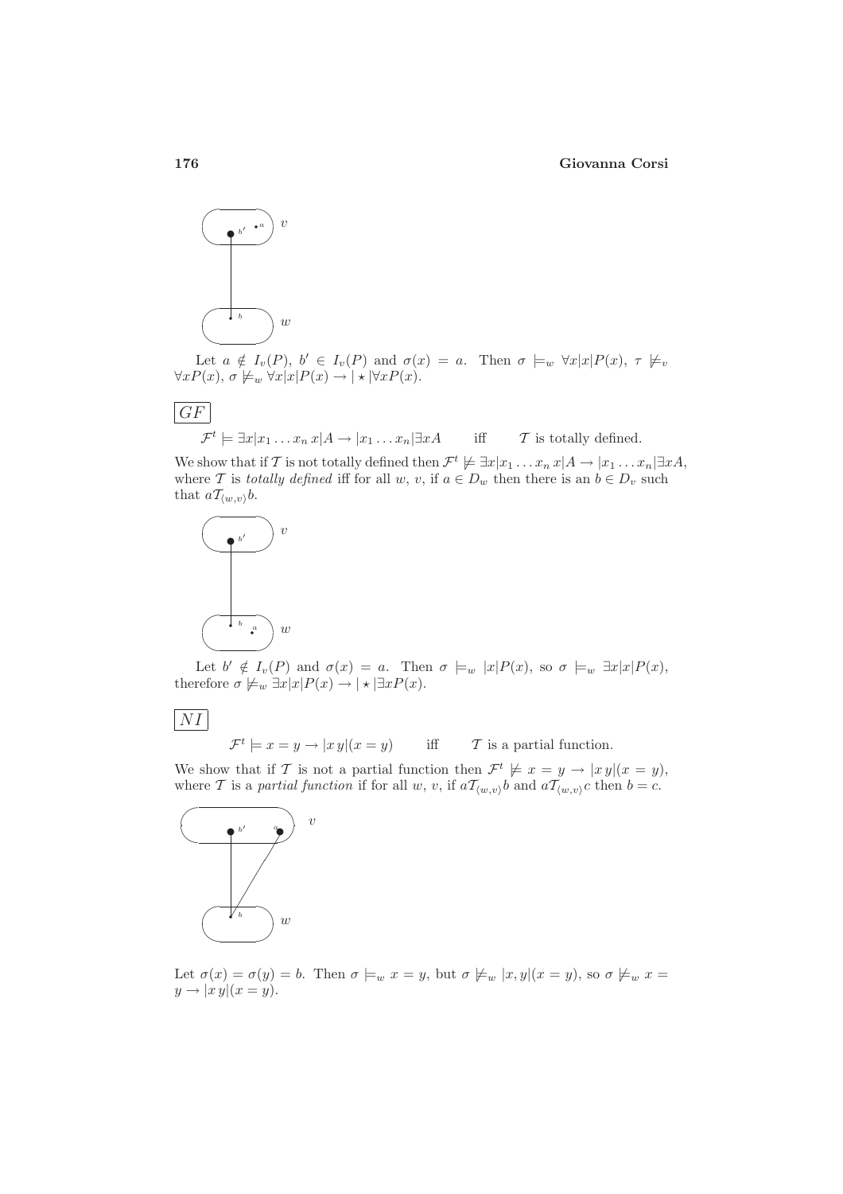Let $a \notin I_v(P)$, $b' \in I_v(P)$ and $\sigma(x) = a$. Then $\sigma \models_w \forall x|x|P(x)$, $\tau \not\models_v \forall x P(x)$, $\sigma \not\models_w \forall x|x|P(x) \rightarrow |\star|\forall x P(x)$.

**GF**

$$\mathcal{F}^t \models \exists x|x_1 \dots x_n\, x|A \rightarrow |x_1 \dots x_n|\exists x A \qquad \text{iff} \qquad \mathcal{T} \text{ is totally defined.}$$

We show that if $\mathcal{T}$ is not totally defined then $\mathcal{F}^t \not\models \exists x|x_1 \dots x_n\, x|A \rightarrow |x_1 \dots x_n|\exists x A$, where $\mathcal{T}$ is *totally defined* iff for all $w$, $v$, if $a \in D_w$ then there is an $b \in D_v$ such that $a\mathcal{T}_{\langle w,v \rangle}b$.

Let $b' \notin I_v(P)$ and $\sigma(x) = a$. Then $\sigma \models_w |x|P(x)$, so $\sigma \models_w \exists x|x|P(x)$, therefore $\sigma \not\models_w \exists x|x|P(x) \rightarrow |\star|\exists x P(x)$.

**NI**

$$\mathcal{F}^t \models x = y \rightarrow |x\, y|(x = y) \qquad \text{iff} \qquad \mathcal{T} \text{ is a partial function.}$$

We show that if $\mathcal{T}$ is not a partial function then $\mathcal{F}^t \not\models x = y \rightarrow |x\, y|(x = y)$, where $\mathcal{T}$ is a *partial function* if for all $w$, $v$, if $a\mathcal{T}_{\langle w,v \rangle}b$ and $a\mathcal{T}_{\langle w,v \rangle}c$ then $b = c$.

Let $\sigma(x) = \sigma(y) = b$. Then $\sigma \models_w x = y$, but $\sigma \not\models_w |x, y|(x = y)$, so $\sigma \not\models_w x = y \rightarrow |x\, y|(x = y)$.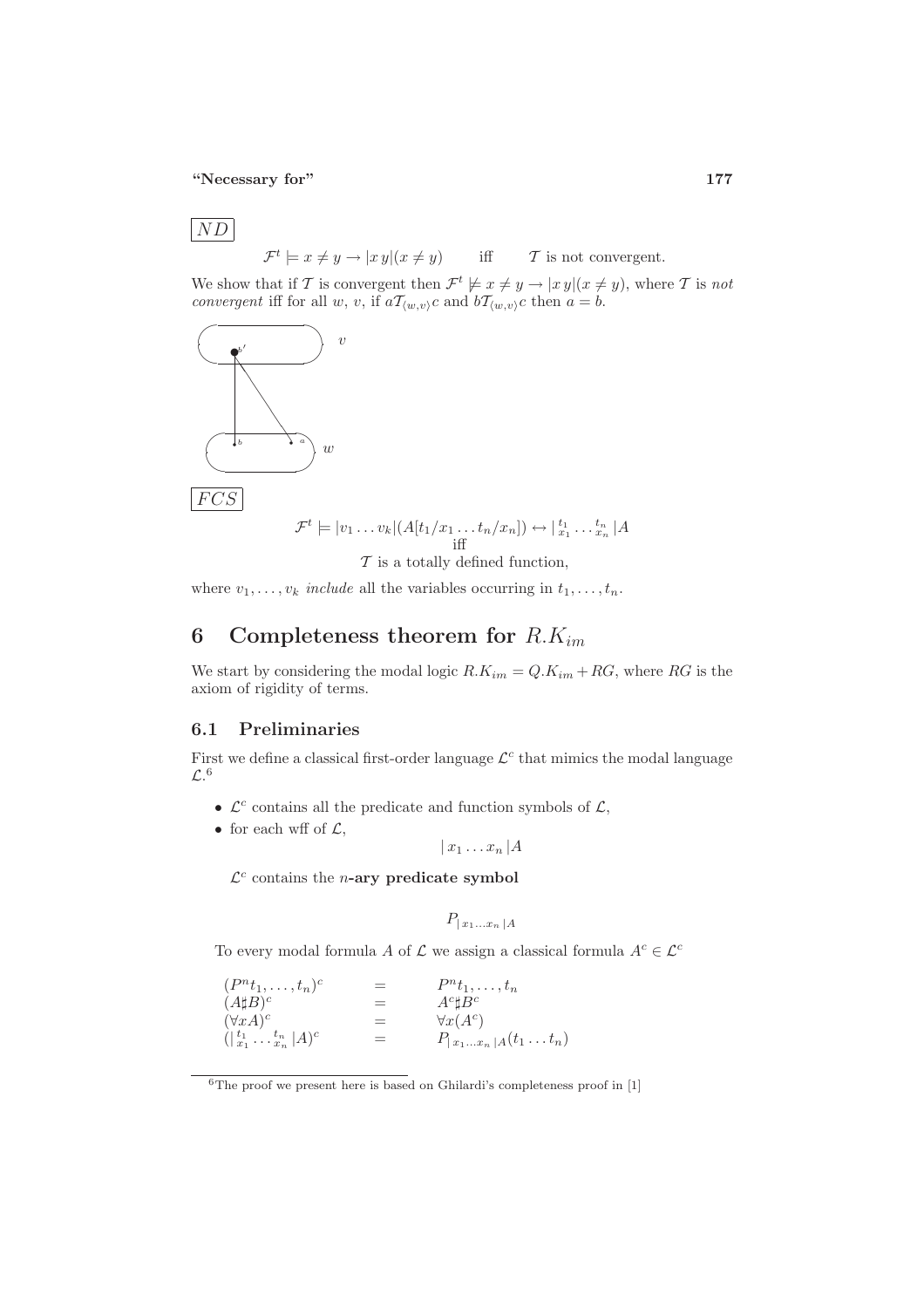ND

$$\mathcal{F}^t \models x \neq y \rightarrow |x\,y|(x \neq y) \qquad \text{iff} \qquad \mathcal{T} \text{ is not convergent.}$$

We show that if $\mathcal{T}$ is convergent then $\mathcal{F}^t \not\models x \neq y \rightarrow |x\,y|(x \neq y)$, where $\mathcal{T}$ is *not convergent* iff for all $w$, $v$, if $a\mathcal{T}_{\langle w,v\rangle}c$ and $b\mathcal{T}_{\langle w,v\rangle}c$ then $a = b$.

FCS

$$\mathcal{F}^t \models |v_1 \dots v_k|(A[t_1/x_1 \dots t_n/x_n]) \leftrightarrow |\,{}^{t_1}_{x_1} \dots {}^{t_n}_{x_n}\,|A$$
$$\text{iff}$$
$$\mathcal{T} \text{ is a totally defined function,}$$

where $v_1, \dots, v_k$ *include* all the variables occurring in $t_1, \dots, t_n$.

# 6 Completeness theorem for $R.K_{im}$

We start by considering the modal logic $R.K_{im} = Q.K_{im} + RG$, where $RG$ is the axiom of rigidity of terms.

## 6.1 Preliminaries

First we define a classical first-order language $\mathcal{L}^c$ that mimics the modal language $\mathcal{L}$.[6]

- $\mathcal{L}^c$ contains all the predicate and function symbols of $\mathcal{L}$,
- for each wff of $\mathcal{L}$,

$$|\,x_1 \dots x_n\,|A$$

  $\mathcal{L}^c$ contains the **$n$-ary predicate symbol**

$$P_{|\,x_1 \dots x_n\,|A}$$

To every modal formula $A$ of $\mathcal{L}$ we assign a classical formula $A^c \in \mathcal{L}^c$

$$\begin{array}{lcl}
(P^n t_1, \dots, t_n)^c & = & P^n t_1, \dots, t_n \\
(A \sharp B)^c & = & A^c \sharp B^c \\
(\forall x A)^c & = & \forall x (A^c) \\
(|\,{}^{t_1}_{x_1} \dots {}^{t_n}_{x_n}\,|A)^c & = & P_{|\,x_1 \dots x_n\,|A}(t_1 \dots t_n)
\end{array}$$

[6] The proof we present here is based on Ghilardi's completeness proof in [1]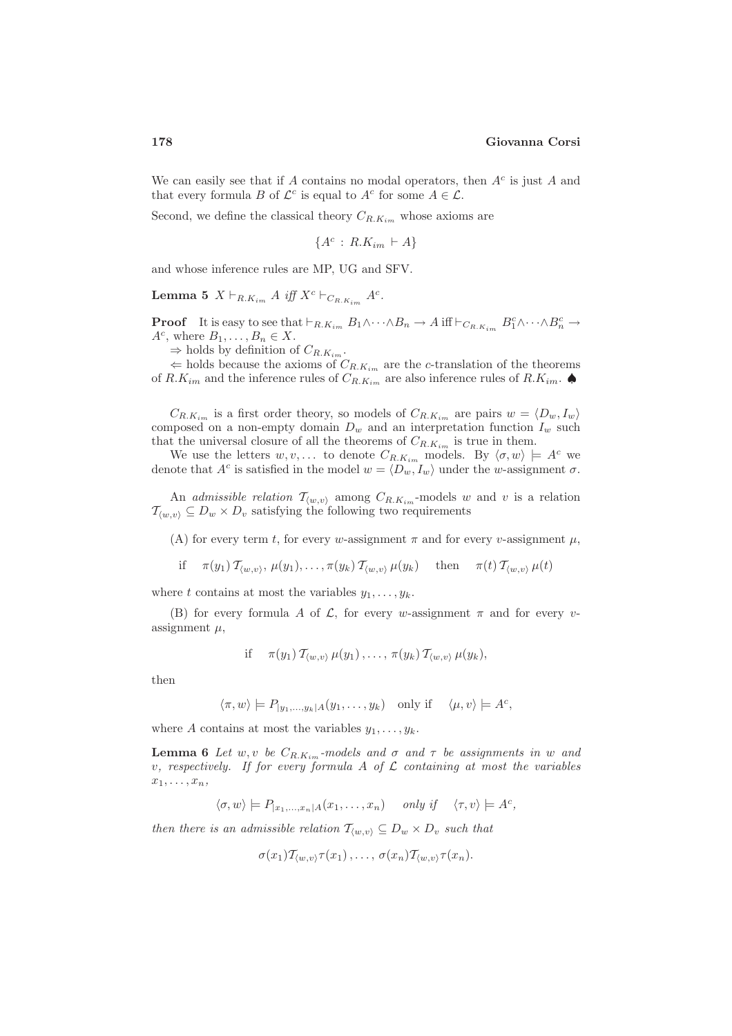We can easily see that if $A$ contains no modal operators, then $A^c$ is just $A$ and that every formula $B$ of $\mathcal{L}^c$ is equal to $A^c$ for some $A \in \mathcal{L}$.

Second, we define the classical theory $C_{R.K_{im}}$ whose axioms are

$$\{A^c : R.K_{im} \vdash A\}$$

and whose inference rules are MP, UG and SFV.

**Lemma 5** *$X \vdash_{R.K_{im}} A$ iff $X^c \vdash_{C_{R.K_{im}}} A^c$.*

**Proof** It is easy to see that $\vdash_{R.K_{im}} B_1 \wedge \cdots \wedge B_n \rightarrow A$ iff $\vdash_{C_{R.K_{im}}} B_1^c \wedge \cdots \wedge B_n^c \rightarrow A^c$, where $B_1, \ldots, B_n \in X$.

$\Rightarrow$ holds by definition of $C_{R.K_{im}}$.

$\Leftarrow$ holds because the axioms of $C_{R.K_{im}}$ are the $c$-translation of the theorems of $R.K_{im}$ and the inference rules of $C_{R.K_{im}}$ are also inference rules of $R.K_{im}$. ♠

$C_{R.K_{im}}$ is a first order theory, so models of $C_{R.K_{im}}$ are pairs $w = \langle D_w, I_w \rangle$ composed on a non-empty domain $D_w$ and an interpretation function $I_w$ such that the universal closure of all the theorems of $C_{R.K_{im}}$ is true in them.

We use the letters $w, v, \ldots$ to denote $C_{R.K_{im}}$ models. By $\langle \sigma, w \rangle \models A^c$ we denote that $A^c$ is satisfied in the model $w = \langle D_w, I_w \rangle$ under the $w$-assignment $\sigma$.

An *admissible relation* $\mathcal{T}_{\langle w,v \rangle}$ among $C_{R.K_{im}}$-models $w$ and $v$ is a relation $\mathcal{T}_{\langle w,v \rangle} \subseteq D_w \times D_v$ satisfying the following two requirements

(A) for every term $t$, for every $w$-assignment $\pi$ and for every $v$-assignment $\mu$,

$$\text{if} \quad \pi(y_1)\, \mathcal{T}_{\langle w,v \rangle}\, \mu(y_1), \ldots, \pi(y_k)\, \mathcal{T}_{\langle w,v \rangle}\, \mu(y_k) \quad \text{then} \quad \pi(t)\, \mathcal{T}_{\langle w,v \rangle}\, \mu(t)$$

where $t$ contains at most the variables $y_1, \ldots, y_k$.

(B) for every formula $A$ of $\mathcal{L}$, for every $w$-assignment $\pi$ and for every $v$-assignment $\mu$,

$$\text{if} \quad \pi(y_1)\, \mathcal{T}_{\langle w,v \rangle}\, \mu(y_1)\, , \ldots,\, \pi(y_k)\, \mathcal{T}_{\langle w,v \rangle}\, \mu(y_k),$$

then

$$\langle \pi, w \rangle \models P_{|y_1,\ldots,y_k|A}(y_1, \ldots, y_k) \quad \text{only if} \quad \langle \mu, v \rangle \models A^c,$$

where $A$ contains at most the variables $y_1, \ldots, y_k$.

**Lemma 6** *Let $w, v$ be $C_{R.K_{im}}$-models and $\sigma$ and $\tau$ be assignments in $w$ and $v$, respectively. If for every formula $A$ of $\mathcal{L}$ containing at most the variables $x_1, \ldots, x_n$,*

$$\langle \sigma, w \rangle \models P_{|x_1,\ldots,x_n|A}(x_1, \ldots, x_n) \quad \textit{only if} \quad \langle \tau, v \rangle \models A^c,$$

*then there is an admissible relation $\mathcal{T}_{\langle w,v \rangle} \subseteq D_w \times D_v$ such that*

$$\sigma(x_1)\mathcal{T}_{\langle w,v \rangle}\tau(x_1)\, , \ldots,\, \sigma(x_n)\mathcal{T}_{\langle w,v \rangle}\tau(x_n).$$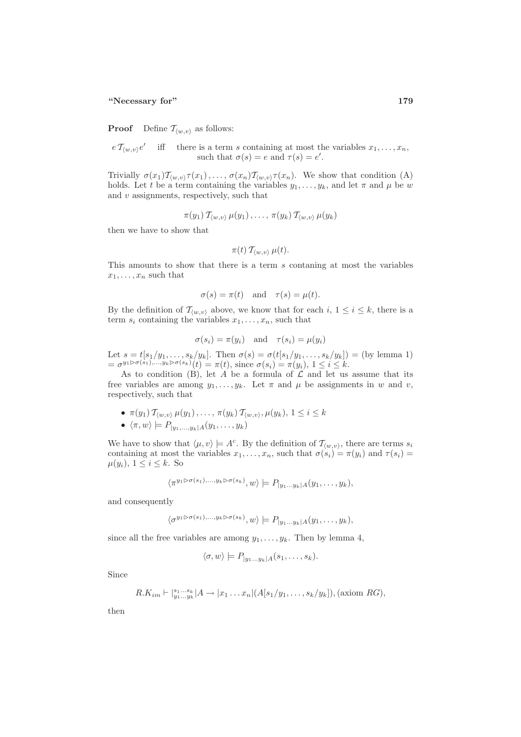**Proof** Define $\mathcal{T}_{\langle w,v\rangle}$ as follows:

$$e\,\mathcal{T}_{\langle w,v\rangle}e' \quad \text{iff} \quad \text{there is a term } s \text{ containing at most the variables } x_1,\ldots,x_n, \text{ such that } \sigma(s)=e \text{ and } \tau(s)=e'.$$

Trivially $\sigma(x_1)\mathcal{T}_{\langle w,v\rangle}\tau(x_1),\ldots,\sigma(x_n)\mathcal{T}_{\langle w,v\rangle}\tau(x_n)$. We show that condition (A) holds. Let $t$ be a term containing the variables $y_1,\ldots,y_k$, and let $\pi$ and $\mu$ be $w$ and $v$ assignments, respectively, such that

$$\pi(y_1)\,\mathcal{T}_{\langle w,v\rangle}\,\mu(y_1)\,,\ldots,\,\pi(y_k)\,\mathcal{T}_{\langle w,v\rangle}\,\mu(y_k)$$

then we have to show that

$$\pi(t)\,\mathcal{T}_{\langle w,v\rangle}\,\mu(t).$$

This amounts to show that there is a term $s$ contaning at most the variables $x_1,\ldots,x_n$ such that

$$\sigma(s)=\pi(t) \quad \text{and} \quad \tau(s)=\mu(t).$$

By the definition of $\mathcal{T}_{\langle w,v\rangle}$ above, we know that for each $i$, $1\le i\le k$, there is a term $s_i$ containing the variables $x_1,\ldots,x_n$, such that

$$\sigma(s_i)=\pi(y_i) \quad \text{and} \quad \tau(s_i)=\mu(y_i)$$

Let $s=t[s_1/y_1,\ldots,s_k/y_k]$. Then $\sigma(s)=\sigma(t[s_1/y_1,\ldots,s_k/y_k])=$ (by lemma 1) $=\sigma^{y_1\triangleright\sigma(s_1),\ldots,y_k\triangleright\sigma(s_k)}(t)=\pi(t)$, since $\sigma(s_i)=\pi(y_i)$, $1\le i\le k$.

As to condition (B), let $A$ be a formula of $\mathcal{L}$ and let us assume that its free variables are among $y_1,\ldots,y_k$. Let $\pi$ and $\mu$ be assignments in $w$ and $v$, respectively, such that

- $\pi(y_1)\,\mathcal{T}_{\langle w,v\rangle}\,\mu(y_1)\,,\ldots,\,\pi(y_k)\,\mathcal{T}_{\langle w,v\rangle},\mu(y_k)$, $1\le i\le k$
- $\langle\pi,w\rangle\models P_{|y_1,\ldots,y_k|A}(y_1,\ldots,y_k)$

We have to show that $\langle\mu,v\rangle\models A^c$. By the definition of $\mathcal{T}_{\langle w,v\rangle}$, there are terms $s_i$ containing at most the variables $x_1,\ldots,x_n$, such that $\sigma(s_i)=\pi(y_i)$ and $\tau(s_i)=\mu(y_i)$, $1\le i\le k$. So

$$\langle\pi^{y_1\triangleright\sigma(s_1),\ldots,y_k\triangleright\sigma(s_k)},w\rangle\models P_{|y_1\ldots y_k|A}(y_1,\ldots,y_k),$$

and consequently

$$\langle\sigma^{y_1\triangleright\sigma(s_1),\ldots,y_k\triangleright\sigma(s_k)},w\rangle\models P_{|y_1\ldots y_k|A}(y_1,\ldots,y_k),$$

since all the free variables are among $y_1,\ldots,y_k$. Then by lemma 4,

$$\langle\sigma,w\rangle\models P_{|y_1\ldots y_k|A}(s_1,\ldots,s_k).$$

Since

$$R.K_{im}\vdash |^{s_1\ldots s_k}_{y_1\ldots y_k}|A\rightarrow|x_1\ldots x_n|(A[s_1/y_1,\ldots,s_k/y_k]),\text{(axiom } RG\text{)},$$

then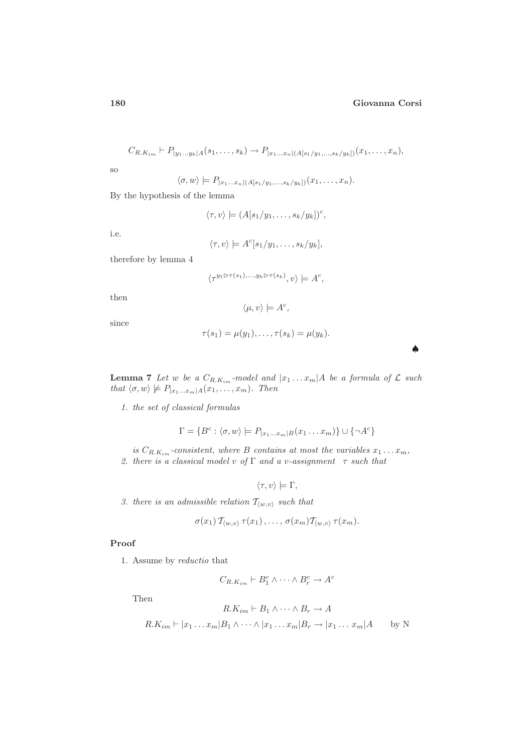$$C_{R.K_{im}} \vdash P_{|y_1\ldots y_k|A}(s_1,\ldots,s_k) \to P_{|x_1\ldots x_n|(A[s_1/y_1,\ldots,s_k/y_k])}(x_1,\ldots,x_n),$$

so

$$\langle \sigma, w\rangle \models P_{|x_1\ldots x_n|(A[s_1/y_1,\ldots,s_k/y_k])}(x_1,\ldots,x_n).$$

By the hypothesis of the lemma

$$\langle \tau, v\rangle \models (A[s_1/y_1,\ldots,s_k/y_k])^c,$$

i.e.

$$\langle \tau, v\rangle \models A^c[s_1/y_1,\ldots,s_k/y_k],$$

therefore by lemma 4

$$\langle \tau^{y_1 \triangleright \tau(s_1),\ldots,y_k \triangleright \tau(s_k)}, v\rangle \models A^c,$$

then

$$\langle \mu, v\rangle \models A^c,$$

since

$$\tau(s_1) = \mu(y_1),\ldots,\tau(s_k) = \mu(y_k).$$

♠

**Lemma 7** *Let $w$ be a $C_{R.K_{im}}$-model and $|x_1\ldots x_m|A$ be a formula of $\mathcal{L}$ such that $\langle \sigma, w\rangle \not\models P_{|x_1\ldots x_m|A}(x_1,\ldots,x_m)$. Then*

1. *the set of classical formulas*

$$\Gamma = \{B^c : \langle \sigma, w\rangle \models P_{|x_1\ldots x_m|B}(x_1\ldots x_m)\} \cup \{\neg A^c\}$$

   *is $C_{R.K_{im}}$-consistent, where $B$ contains at most the variables $x_1\ldots x_m$,*

2. *there is a classical model $v$ of $\Gamma$ and a $v$-assignment $\tau$ such that*

$$\langle \tau, v\rangle \models \Gamma,$$

3. *there is an admissible relation $\mathcal{T}_{\langle w,v\rangle}$ such that*

$$\sigma(x_1)\,\mathcal{T}_{\langle w,v\rangle}\,\tau(x_1)\,,\ldots,\,\sigma(x_m)\mathcal{T}_{\langle w,v\rangle}\,\tau(x_m).$$

**Proof**

1. Assume by *reductio* that

$$C_{R.K_{im}} \vdash B_1^c \wedge \cdots \wedge B_r^c \to A^c$$

   Then

$$R.K_{im} \vdash B_1 \wedge \cdots \wedge B_r \to A$$

$$R.K_{im} \vdash |x_1\ldots x_m|B_1 \wedge \cdots \wedge |x_1\ldots x_m|B_r \to |x_1\ldots x_m|A \qquad \text{by N}$$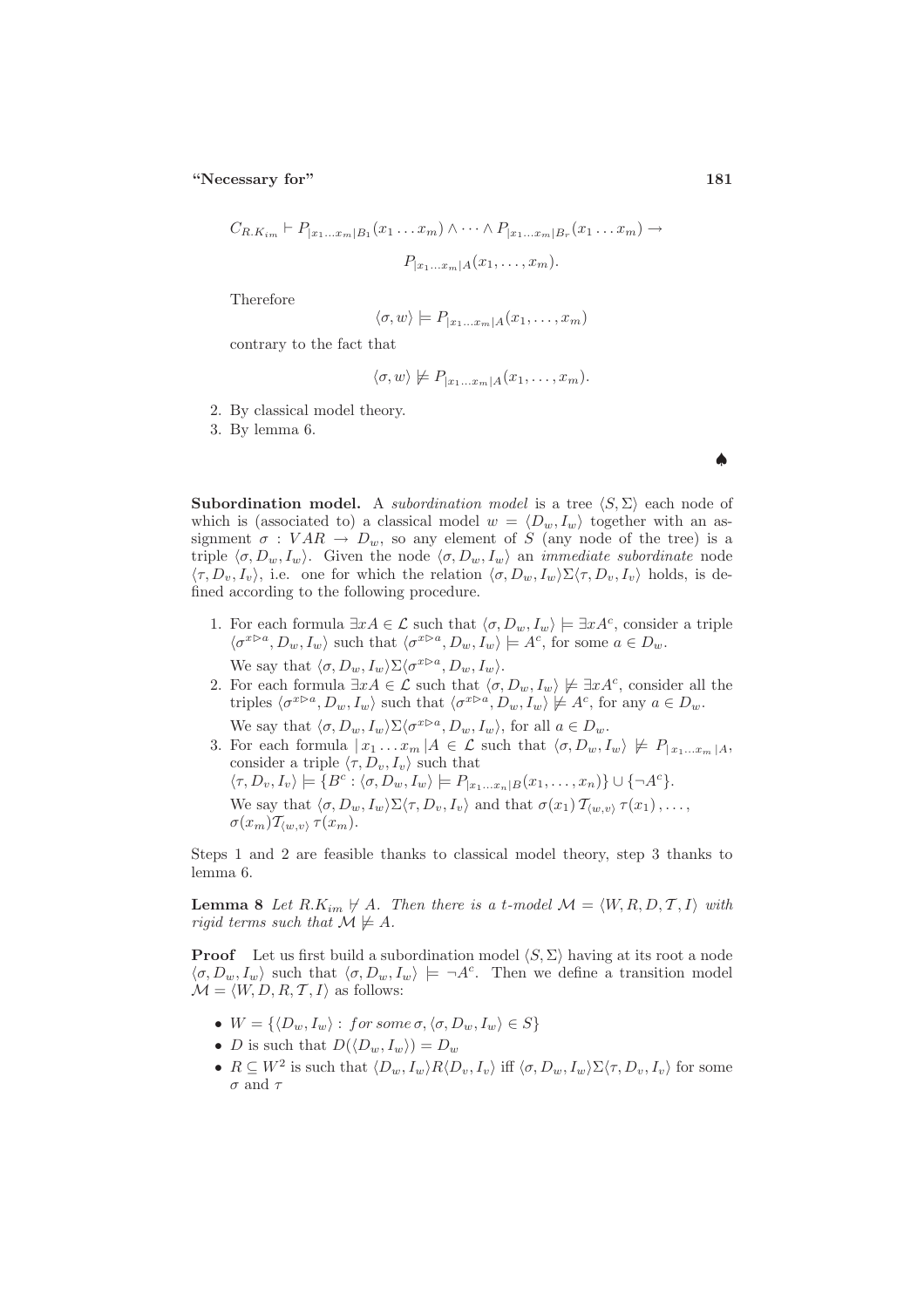$$C_{R.K_{im}} \vdash P_{|x_1 \ldots x_m|B_1}(x_1 \ldots x_m) \wedge \cdots \wedge P_{|x_1 \ldots x_m|B_r}(x_1 \ldots x_m) \rightarrow$$

$$P_{|x_1 \ldots x_m|A}(x_1, \ldots, x_m).$$

Therefore

$$\langle \sigma, w \rangle \models P_{|x_1 \ldots x_m|A}(x_1, \ldots, x_m)$$

contrary to the fact that

$$\langle \sigma, w \rangle \not\models P_{|x_1 \ldots x_m|A}(x_1, \ldots, x_m).$$

2. By classical model theory.
3. By lemma 6.

♠

**Subordination model.** A *subordination model* is a tree $\langle S, \Sigma \rangle$ each node of which is (associated to) a classical model $w = \langle D_w, I_w \rangle$ together with an assignment $\sigma : VAR \rightarrow D_w$, so any element of $S$ (any node of the tree) is a triple $\langle \sigma, D_w, I_w \rangle$. Given the node $\langle \sigma, D_w, I_w \rangle$ an *immediate subordinate* node $\langle \tau, D_v, I_v \rangle$, i.e. one for which the relation $\langle \sigma, D_w, I_w \rangle \Sigma \langle \tau, D_v, I_v \rangle$ holds, is defined according to the following procedure.

1. For each formula $\exists x A \in \mathcal{L}$ such that $\langle \sigma, D_w, I_w \rangle \models \exists x A^c$, consider a triple $\langle \sigma^{x \rhd a}, D_w, I_w \rangle$ such that $\langle \sigma^{x \rhd a}, D_w, I_w \rangle \models A^c$, for some $a \in D_w$.
   We say that $\langle \sigma, D_w, I_w \rangle \Sigma \langle \sigma^{x \rhd a}, D_w, I_w \rangle$.
2. For each formula $\exists x A \in \mathcal{L}$ such that $\langle \sigma, D_w, I_w \rangle \not\models \exists x A^c$, consider all the triples $\langle \sigma^{x \rhd a}, D_w, I_w \rangle$ such that $\langle \sigma^{x \rhd a}, D_w, I_w \rangle \not\models A^c$, for any $a \in D_w$.
   We say that $\langle \sigma, D_w, I_w \rangle \Sigma \langle \sigma^{x \rhd a}, D_w, I_w \rangle$, for all $a \in D_w$.
3. For each formula $|\, x_1 \ldots x_m \,| A \in \mathcal{L}$ such that $\langle \sigma, D_w, I_w \rangle \not\models P_{|\, x_1 \ldots x_m \,| A}$, consider a triple $\langle \tau, D_v, I_v \rangle$ such that
   $\langle \tau, D_v, I_v \rangle \models \{B^c : \langle \sigma, D_w, I_w \rangle \models P_{|x_1 \ldots x_n|B}(x_1, \ldots, x_n)\} \cup \{\neg A^c\}$.
   We say that $\langle \sigma, D_w, I_w \rangle \Sigma \langle \tau, D_v, I_v \rangle$ and that $\sigma(x_1)\, \mathcal{T}_{\langle w,v \rangle}\, \tau(x_1), \ldots,$ $\sigma(x_m) \mathcal{T}_{\langle w,v \rangle}\, \tau(x_m)$.

Steps 1 and 2 are feasible thanks to classical model theory, step 3 thanks to lemma 6.

**Lemma 8** *Let $R.K_{im} \not\vdash A$. Then there is a t-model $\mathcal{M} = \langle W, R, D, \mathcal{T}, I \rangle$ with rigid terms such that $\mathcal{M} \not\models A$.*

**Proof** Let us first build a subordination model $\langle S, \Sigma \rangle$ having at its root a node $\langle \sigma, D_w, I_w \rangle$ such that $\langle \sigma, D_w, I_w \rangle \models \neg A^c$. Then we define a transition model $\mathcal{M} = \langle W, D, R, \mathcal{T}, I \rangle$ as follows:

- $W = \{\langle D_w, I_w \rangle : \textit{for some}\, \sigma, \langle \sigma, D_w, I_w \rangle \in S\}$
- $D$ is such that $D(\langle D_w, I_w \rangle) = D_w$
- $R \subseteq W^2$ is such that $\langle D_w, I_w \rangle R \langle D_v, I_v \rangle$ iff $\langle \sigma, D_w, I_w \rangle \Sigma \langle \tau, D_v, I_v \rangle$ for some $\sigma$ and $\tau$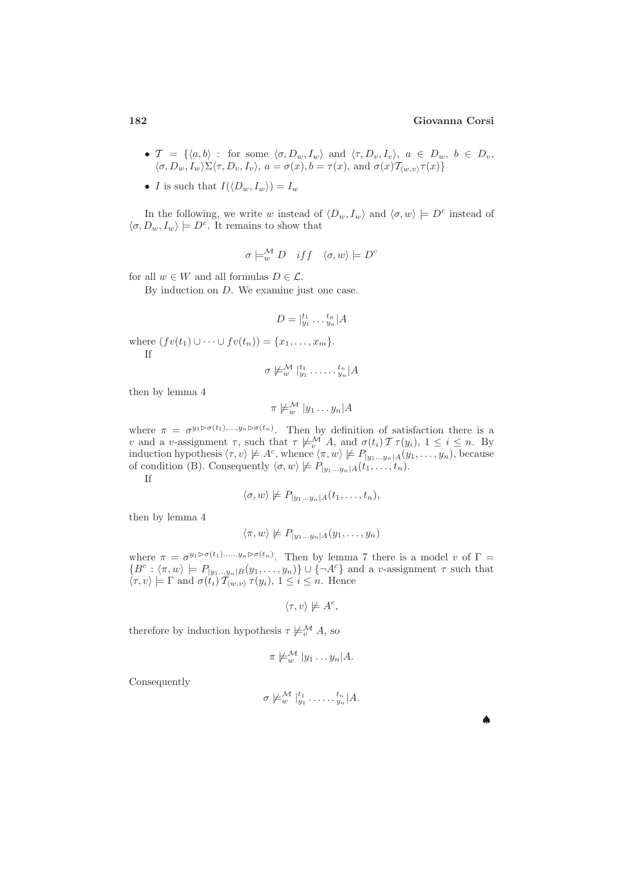- $\mathcal{T} = \{\langle a, b\rangle$ : for some $\langle \sigma, D_w, I_w\rangle$ and $\langle \tau, D_v, I_v\rangle$, $a \in D_w$, $b \in D_v$, $\langle \sigma, D_w, I_w\rangle \Sigma \langle \tau, D_v, I_v\rangle$, $a = \sigma(x), b = \tau(x)$, and $\sigma(x)\mathcal{T}_{\langle w,v\rangle}\tau(x)\}$
- $I$ is such that $I(\langle D_w, I_w\rangle) = I_w$

In the following, we write $w$ instead of $\langle D_w, I_w\rangle$ and $\langle \sigma, w\rangle \models D^c$ instead of $\langle \sigma, D_w, I_w\rangle \models D^c$. It remains to show that

$$\sigma \models^{\mathcal{M}}_w D \quad iff \quad \langle \sigma, w\rangle \models D^c$$

for all $w \in W$ and all formulas $D \in \mathcal{L}$.

By induction on $D$. We examine just one case.

$$D = |^{t_1}_{y_1} \dots {}^{t_n}_{y_n}|A$$

where $(fv(t_1) \cup \dots \cup fv(t_n)) = \{x_1, \dots, x_m\}$.

If

$$\sigma \not\models^{\mathcal{M}}_w |^{t_1}_{y_1} \dots\dots {}^{t_n}_{y_n}|A$$

then by lemma 4

$$\pi \not\models^{\mathcal{M}}_w |y_1 \dots y_n|A$$

where $\pi = \sigma^{y_1 \triangleright \sigma(t_1), \dots, y_n \triangleright \sigma(t_n)}$. Then by definition of satisfaction there is a $v$ and a $v$-assignment $\tau$, such that $\tau \not\models^{\mathcal{M}}_v A$, and $\sigma(t_i)\,\mathcal{T}\,\tau(y_i)$, $1 \le i \le n$. By induction hypothesis $\langle \tau, v\rangle \not\models A^c$, whence $\langle \pi, w\rangle \not\models P_{|y_1 \dots y_n|A}(y_1, \dots, y_n)$, because of condition (B). Consequently $\langle \sigma, w\rangle \not\models P_{|y_1 \dots y_n|A}(t_1, \dots, t_n)$.

If

$$\langle \sigma, w\rangle \not\models P_{|y_1 \dots y_n|A}(t_1, \dots, t_n),$$

then by lemma 4

$$\langle \pi, w\rangle \not\models P_{|y_1 \dots y_n|A}(y_1, \dots, y_n)$$

where $\pi = \sigma^{y_1 \triangleright \sigma(t_1), \dots\dots, y_n \triangleright \sigma(t_n)}$. Then by lemma 7 there is a model $v$ of $\Gamma = \{B^c : \langle \pi, w\rangle \models P_{|y_1 \dots y_n|B}(y_1, \dots, y_n)\} \cup \{\neg A^c\}$ and a $v$-assignment $\tau$ such that $\langle \tau, v\rangle \models \Gamma$ and $\sigma(t_i)\,\mathcal{T}_{\langle w,v\rangle}\,\tau(y_i)$, $1 \le i \le n$. Hence

$$\langle \tau, v\rangle \not\models A^c,$$

therefore by induction hypothesis $\tau \not\models^{\mathcal{M}}_v A$, so

$$\pi \not\models^{\mathcal{M}}_w |y_1 \dots y_n|A.$$

Consequently

$$\sigma \not\models^{\mathcal{M}}_w |^{t_1}_{y_1} \dots\dots {}^{t_n}_{y_n}|A.$$

♠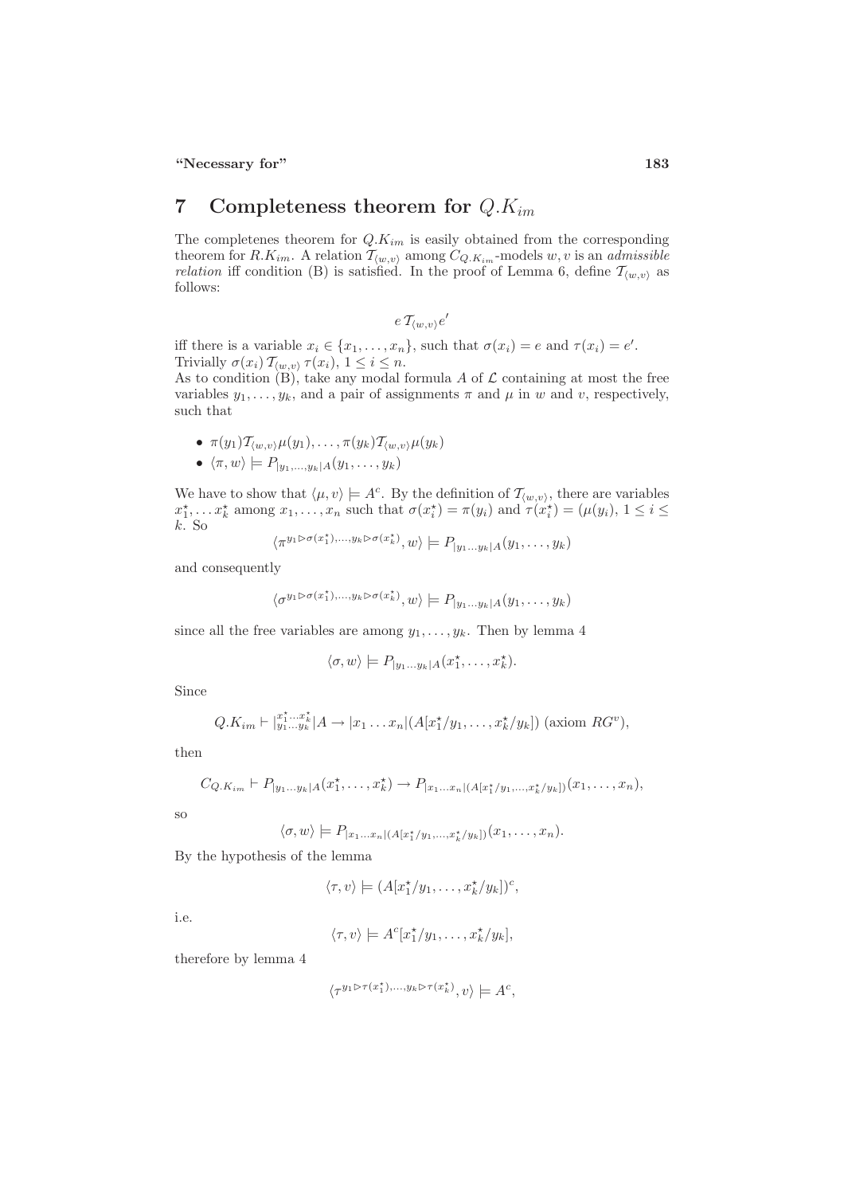## 7 Completeness theorem for $Q.K_{im}$

The completenes theorem for $Q.K_{im}$ is easily obtained from the corresponding theorem for $R.K_{im}$. A relation $\mathcal{T}_{\langle w,v\rangle}$ among $C_{Q.K_{im}}$-models $w, v$ is an *admissible relation* iff condition (B) is satisfied. In the proof of Lemma 6, define $\mathcal{T}_{\langle w,v\rangle}$ as follows:

$$e\,\mathcal{T}_{\langle w,v\rangle}e'$$

iff there is a variable $x_i \in \{x_1, \ldots, x_n\}$, such that $\sigma(x_i) = e$ and $\tau(x_i) = e'$. Trivially $\sigma(x_i)\,\mathcal{T}_{\langle w,v\rangle}\,\tau(x_i)$, $1 \leq i \leq n$.

As to condition (B), take any modal formula $A$ of $\mathcal{L}$ containing at most the free variables $y_1, \ldots, y_k$, and a pair of assignments $\pi$ and $\mu$ in $w$ and $v$, respectively, such that

- $\pi(y_1)\mathcal{T}_{\langle w,v\rangle}\mu(y_1), \ldots, \pi(y_k)\mathcal{T}_{\langle w,v\rangle}\mu(y_k)$
- $\langle \pi, w\rangle \models P_{|y_1,\ldots,y_k|A}(y_1, \ldots, y_k)$

We have to show that $\langle \mu, v\rangle \models A^c$. By the definition of $\mathcal{T}_{\langle w,v\rangle}$, there are variables $x_1^\star, \ldots x_k^\star$ among $x_1, \ldots, x_n$ such that $\sigma(x_i^\star) = \pi(y_i)$ and $\tau(x_i^\star) = (\mu(y_i)$, $1 \leq i \leq k$. So

$$\langle \pi^{y_1 \triangleright \sigma(x_1^\star), \ldots, y_k \triangleright \sigma(x_k^\star)}, w\rangle \models P_{|y_1\ldots y_k|A}(y_1, \ldots, y_k)$$

and consequently

$$\langle \sigma^{y_1 \triangleright \sigma(x_1^\star), \ldots, y_k \triangleright \sigma(x_k^\star)}, w\rangle \models P_{|y_1\ldots y_k|A}(y_1, \ldots, y_k)$$

since all the free variables are among $y_1, \ldots, y_k$. Then by lemma 4

$$\langle \sigma, w\rangle \models P_{|y_1\ldots y_k|A}(x_1^\star, \ldots, x_k^\star).$$

Since

$$Q.K_{im} \vdash |^{x_1^\star \ldots x_k^\star}_{y_1 \ldots y_k}|A \to |x_1 \ldots x_n|(A[x_1^\star/y_1, \ldots, x_k^\star/y_k]) \text{ (axiom } RG^v\text{)},$$

then

$$C_{Q.K_{im}} \vdash P_{|y_1\ldots y_k|A}(x_1^\star, \ldots, x_k^\star) \to P_{|x_1\ldots x_n|(A[x_1^\star/y_1,\ldots,x_k^\star/y_k])}(x_1, \ldots, x_n),$$

so

$$\langle \sigma, w\rangle \models P_{|x_1\ldots x_n|(A[x_1^\star/y_1,\ldots,x_k^\star/y_k])}(x_1, \ldots, x_n).$$

By the hypothesis of the lemma

$$\langle \tau, v\rangle \models (A[x_1^\star/y_1, \ldots, x_k^\star/y_k])^c,$$

i.e.

$$\langle \tau, v\rangle \models A^c[x_1^\star/y_1, \ldots, x_k^\star/y_k],$$

therefore by lemma 4

$$\langle \tau^{y_1 \triangleright \tau(x_1^\star), \ldots, y_k \triangleright \tau(x_k^\star)}, v\rangle \models A^c,$$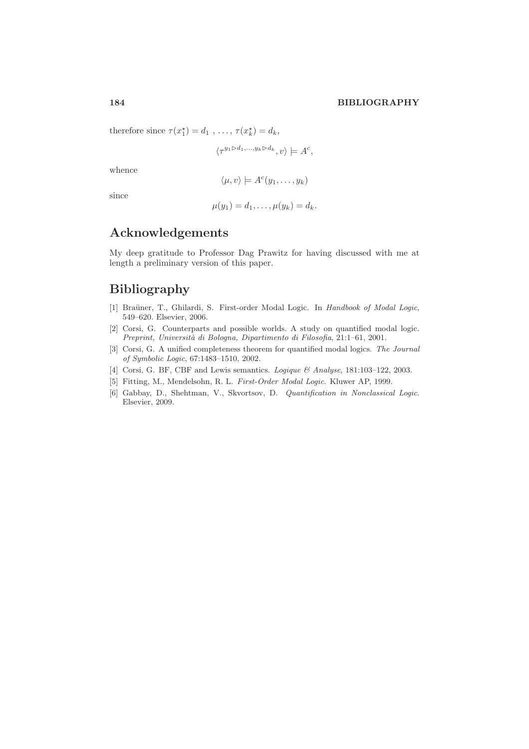therefore since $\tau(x_1^\star) = d_1$ , ..., $\tau(x_k^\star) = d_k$,

$$\langle \tau^{y_1 \triangleright d_1, \ldots, y_k \triangleright d_k}, v \rangle \models A^c,$$

whence

$$\langle \mu, v \rangle \models A^c(y_1, \ldots, y_k)$$

since

$$\mu(y_1) = d_1, \ldots, \mu(y_k) = d_k.$$

## Acknowledgements

My deep gratitude to Professor Dag Prawitz for having discussed with me at length a preliminary version of this paper.

## Bibliography

[1] Braüner, T., Ghilardi, S. First-order Modal Logic. In *Handbook of Modal Logic*, 549–620. Elsevier, 2006.

[2] Corsi, G. Counterparts and possible worlds. A study on quantified modal logic. *Preprint, Università di Bologna, Dipartimento di Filosofia*, 21:1–61, 2001.

[3] Corsi, G. A unified completeness theorem for quantified modal logics. *The Journal of Symbolic Logic*, 67:1483–1510, 2002.

[4] Corsi, G. BF, CBF and Lewis semantics. *Logique & Analyse*, 181:103–122, 2003.

[5] Fitting, M., Mendelsohn, R. L. *First-Order Modal Logic*. Kluwer AP, 1999.

[6] Gabbay, D., Shehtman, V., Skvortsov, D. *Quantification in Nonclassical Logic*. Elsevier, 2009.